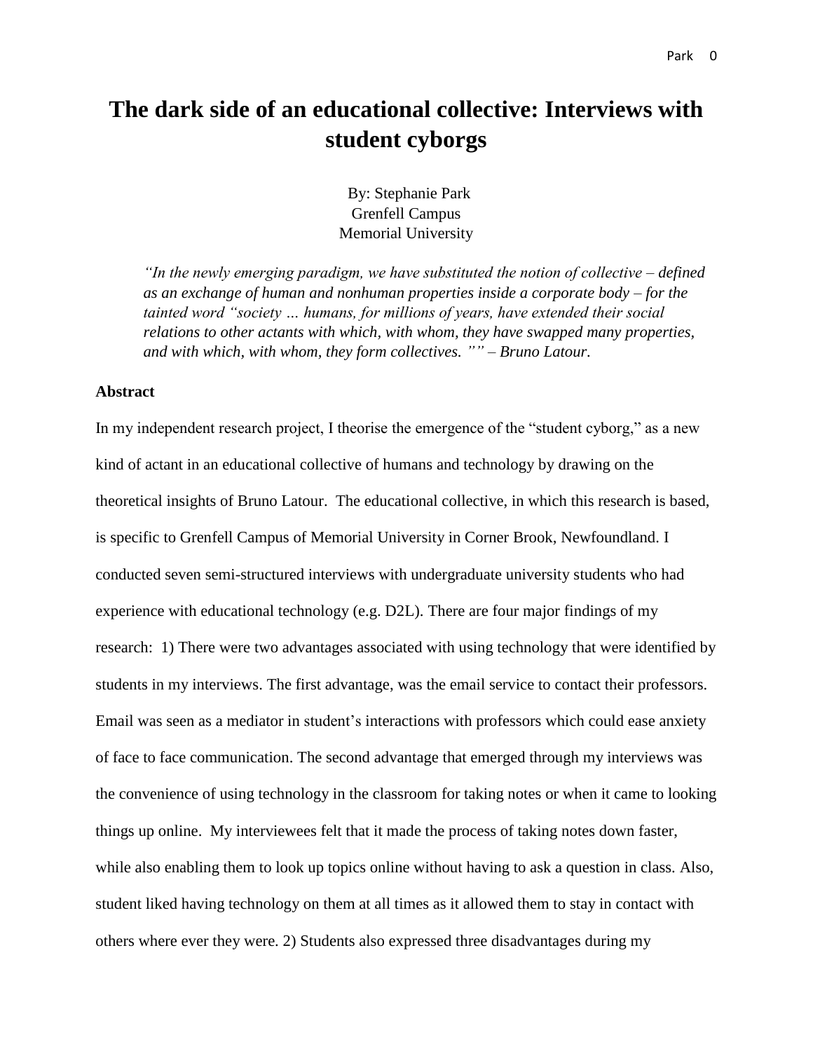# The dark side of an educational collective: Interviews with student cyborgs

By: Stephanie Park
Grenfell Campus
Memorial University

> *"In the newly emerging paradigm, we have substituted the notion of collective – defined as an exchange of human and nonhuman properties inside a corporate body – for the tainted word "society … humans, for millions of years, have extended their social relations to other actants with which, with whom, they have swapped many properties, and with which, with whom, they form collectives. "" – Bruno Latour.*

**Abstract**

In my independent research project, I theorise the emergence of the "student cyborg," as a new kind of actant in an educational collective of humans and technology by drawing on the theoretical insights of Bruno Latour. The educational collective, in which this research is based, is specific to Grenfell Campus of Memorial University in Corner Brook, Newfoundland. I conducted seven semi-structured interviews with undergraduate university students who had experience with educational technology (e.g. D2L). There are four major findings of my research: 1) There were two advantages associated with using technology that were identified by students in my interviews. The first advantage, was the email service to contact their professors. Email was seen as a mediator in student's interactions with professors which could ease anxiety of face to face communication. The second advantage that emerged through my interviews was the convenience of using technology in the classroom for taking notes or when it came to looking things up online. My interviewees felt that it made the process of taking notes down faster, while also enabling them to look up topics online without having to ask a question in class. Also, student liked having technology on them at all times as it allowed them to stay in contact with others where ever they were. 2) Students also expressed three disadvantages during my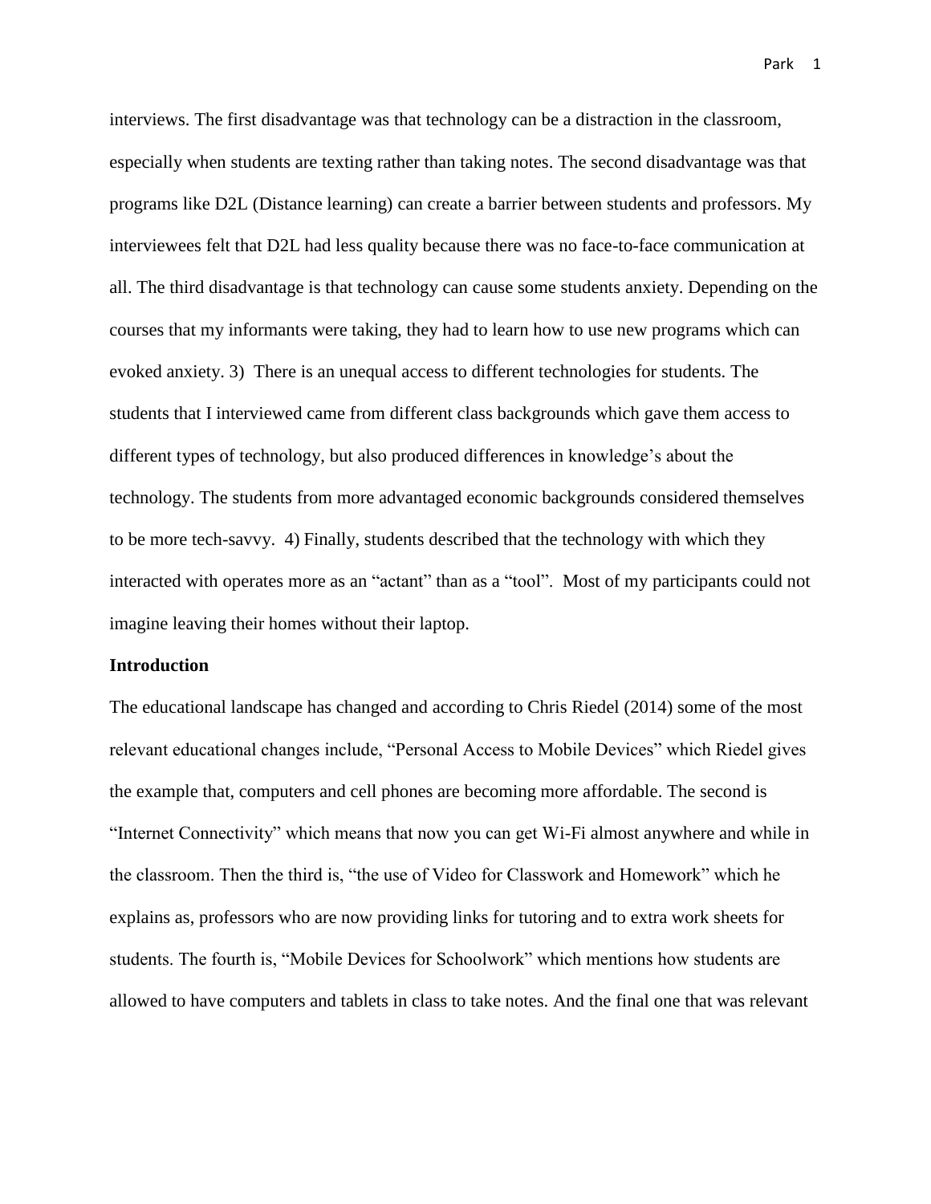interviews. The first disadvantage was that technology can be a distraction in the classroom, especially when students are texting rather than taking notes. The second disadvantage was that programs like D2L (Distance learning) can create a barrier between students and professors. My interviewees felt that D2L had less quality because there was no face-to-face communication at all. The third disadvantage is that technology can cause some students anxiety. Depending on the courses that my informants were taking, they had to learn how to use new programs which can evoked anxiety. 3) There is an unequal access to different technologies for students. The students that I interviewed came from different class backgrounds which gave them access to different types of technology, but also produced differences in knowledge's about the technology. The students from more advantaged economic backgrounds considered themselves to be more tech-savvy. 4) Finally, students described that the technology with which they interacted with operates more as an "actant" than as a "tool". Most of my participants could not imagine leaving their homes without their laptop.

**Introduction**

The educational landscape has changed and according to Chris Riedel (2014) some of the most relevant educational changes include, "Personal Access to Mobile Devices" which Riedel gives the example that, computers and cell phones are becoming more affordable. The second is "Internet Connectivity" which means that now you can get Wi-Fi almost anywhere and while in the classroom. Then the third is, "the use of Video for Classwork and Homework" which he explains as, professors who are now providing links for tutoring and to extra work sheets for students. The fourth is, "Mobile Devices for Schoolwork" which mentions how students are allowed to have computers and tablets in class to take notes. And the final one that was relevant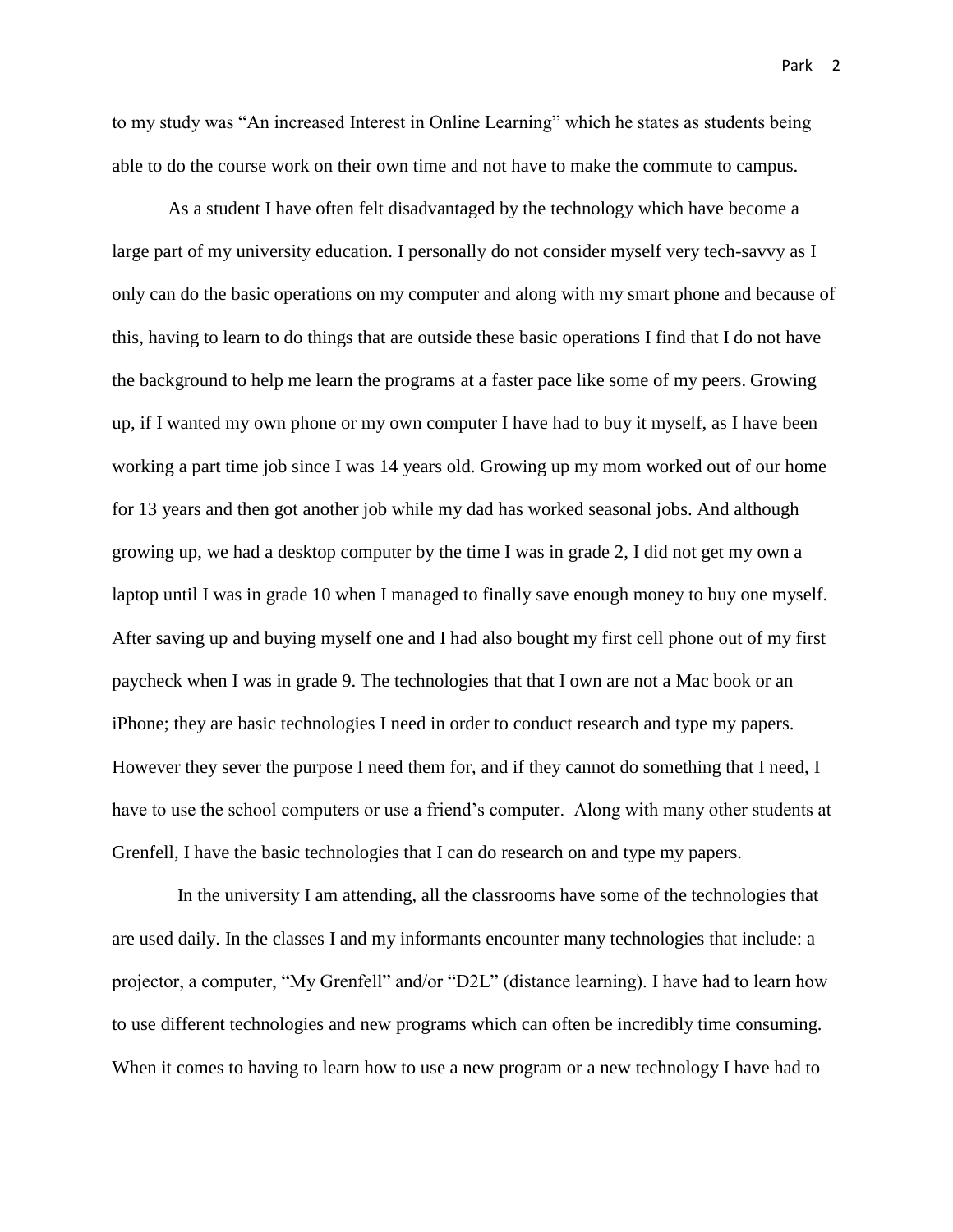to my study was "An increased Interest in Online Learning" which he states as students being able to do the course work on their own time and not have to make the commute to campus.

As a student I have often felt disadvantaged by the technology which have become a large part of my university education. I personally do not consider myself very tech-savvy as I only can do the basic operations on my computer and along with my smart phone and because of this, having to learn to do things that are outside these basic operations I find that I do not have the background to help me learn the programs at a faster pace like some of my peers. Growing up, if I wanted my own phone or my own computer I have had to buy it myself, as I have been working a part time job since I was 14 years old. Growing up my mom worked out of our home for 13 years and then got another job while my dad has worked seasonal jobs. And although growing up, we had a desktop computer by the time I was in grade 2, I did not get my own a laptop until I was in grade 10 when I managed to finally save enough money to buy one myself. After saving up and buying myself one and I had also bought my first cell phone out of my first paycheck when I was in grade 9. The technologies that that I own are not a Mac book or an iPhone; they are basic technologies I need in order to conduct research and type my papers. However they sever the purpose I need them for, and if they cannot do something that I need, I have to use the school computers or use a friend's computer. Along with many other students at Grenfell, I have the basic technologies that I can do research on and type my papers.

In the university I am attending, all the classrooms have some of the technologies that are used daily. In the classes I and my informants encounter many technologies that include: a projector, a computer, "My Grenfell" and/or "D2L" (distance learning). I have had to learn how to use different technologies and new programs which can often be incredibly time consuming. When it comes to having to learn how to use a new program or a new technology I have had to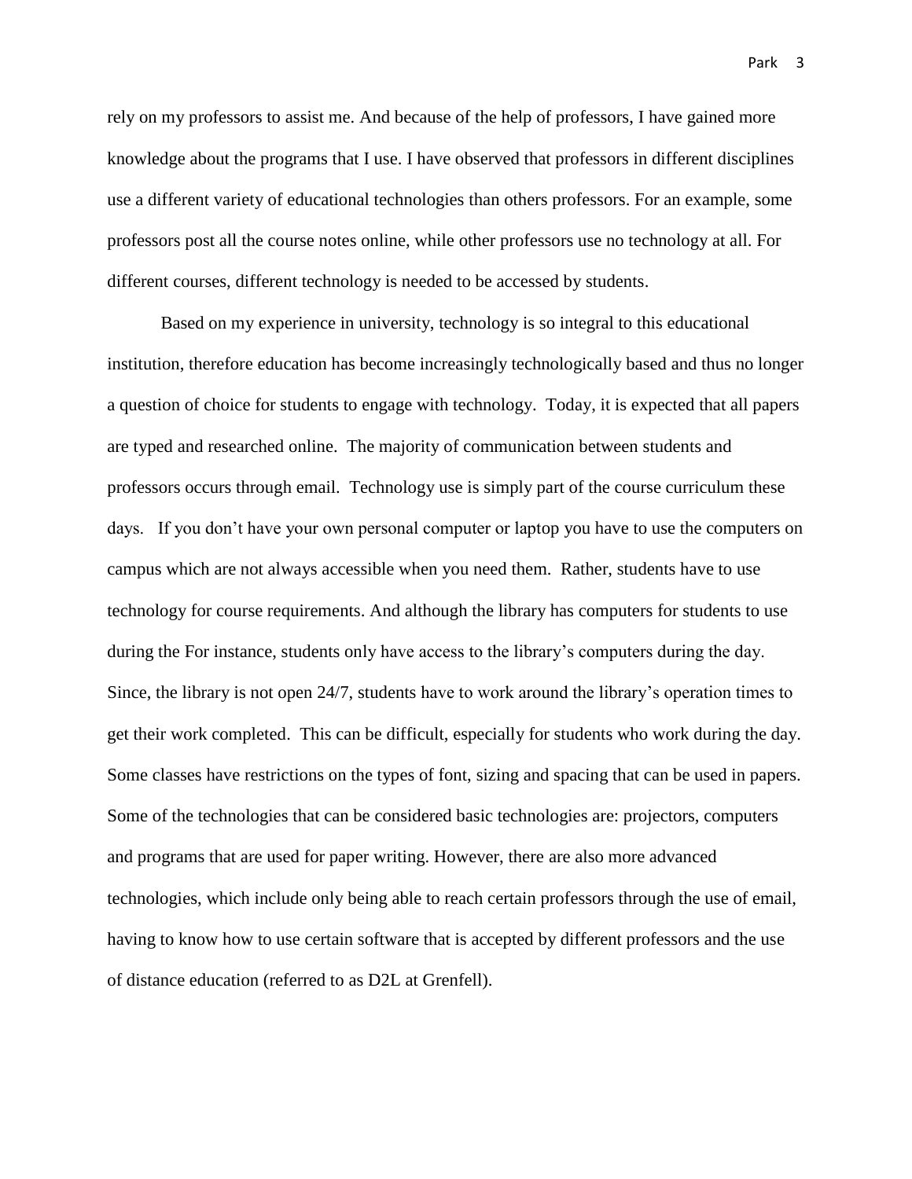rely on my professors to assist me. And because of the help of professors, I have gained more knowledge about the programs that I use. I have observed that professors in different disciplines use a different variety of educational technologies than others professors. For an example, some professors post all the course notes online, while other professors use no technology at all. For different courses, different technology is needed to be accessed by students.

Based on my experience in university, technology is so integral to this educational institution, therefore education has become increasingly technologically based and thus no longer a question of choice for students to engage with technology. Today, it is expected that all papers are typed and researched online. The majority of communication between students and professors occurs through email. Technology use is simply part of the course curriculum these days. If you don't have your own personal computer or laptop you have to use the computers on campus which are not always accessible when you need them. Rather, students have to use technology for course requirements. And although the library has computers for students to use during the For instance, students only have access to the library's computers during the day. Since, the library is not open 24/7, students have to work around the library's operation times to get their work completed. This can be difficult, especially for students who work during the day. Some classes have restrictions on the types of font, sizing and spacing that can be used in papers. Some of the technologies that can be considered basic technologies are: projectors, computers and programs that are used for paper writing. However, there are also more advanced technologies, which include only being able to reach certain professors through the use of email, having to know how to use certain software that is accepted by different professors and the use of distance education (referred to as D2L at Grenfell).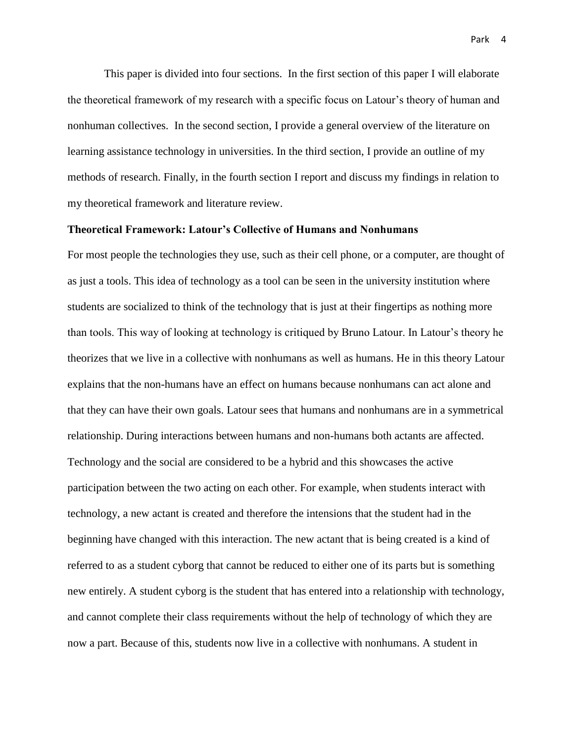This paper is divided into four sections. In the first section of this paper I will elaborate the theoretical framework of my research with a specific focus on Latour's theory of human and nonhuman collectives. In the second section, I provide a general overview of the literature on learning assistance technology in universities. In the third section, I provide an outline of my methods of research. Finally, in the fourth section I report and discuss my findings in relation to my theoretical framework and literature review.

**Theoretical Framework: Latour's Collective of Humans and Nonhumans**

For most people the technologies they use, such as their cell phone, or a computer, are thought of as just a tools. This idea of technology as a tool can be seen in the university institution where students are socialized to think of the technology that is just at their fingertips as nothing more than tools. This way of looking at technology is critiqued by Bruno Latour. In Latour's theory he theorizes that we live in a collective with nonhumans as well as humans. He in this theory Latour explains that the non-humans have an effect on humans because nonhumans can act alone and that they can have their own goals. Latour sees that humans and nonhumans are in a symmetrical relationship. During interactions between humans and non-humans both actants are affected. Technology and the social are considered to be a hybrid and this showcases the active participation between the two acting on each other. For example, when students interact with technology, a new actant is created and therefore the intensions that the student had in the beginning have changed with this interaction. The new actant that is being created is a kind of referred to as a student cyborg that cannot be reduced to either one of its parts but is something new entirely. A student cyborg is the student that has entered into a relationship with technology, and cannot complete their class requirements without the help of technology of which they are now a part. Because of this, students now live in a collective with nonhumans. A student in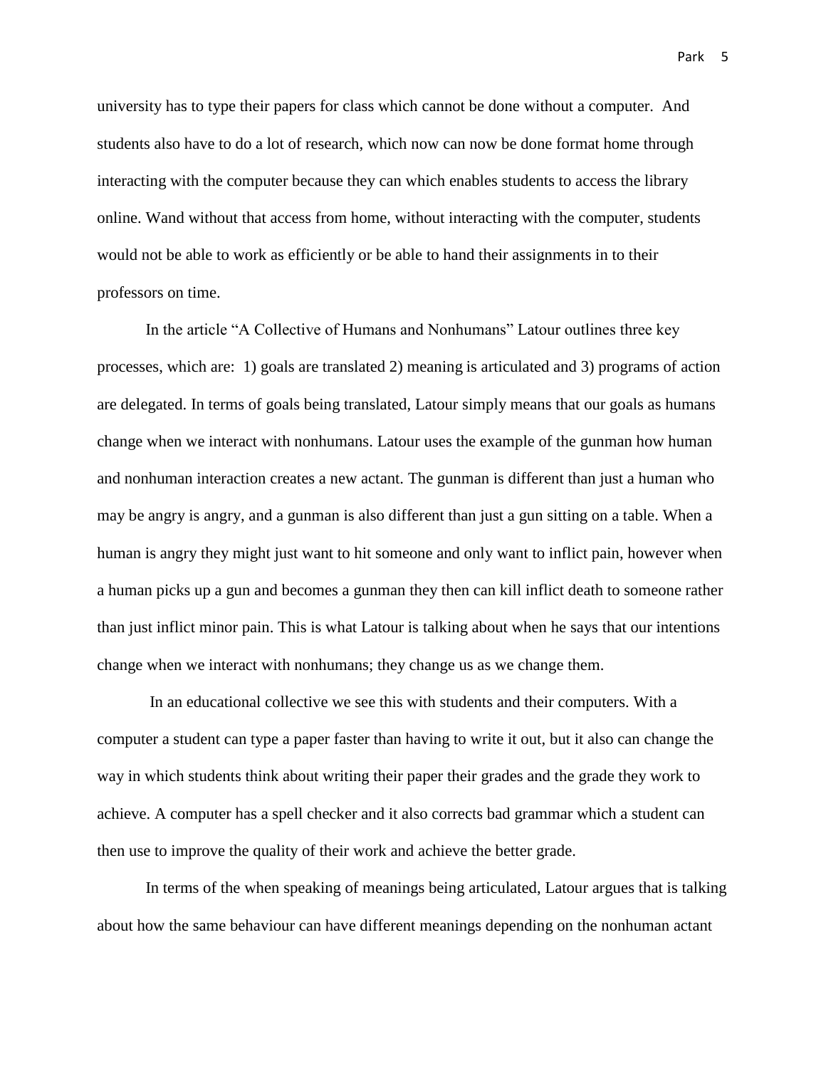university has to type their papers for class which cannot be done without a computer. And students also have to do a lot of research, which now can now be done format home through interacting with the computer because they can which enables students to access the library online. Wand without that access from home, without interacting with the computer, students would not be able to work as efficiently or be able to hand their assignments in to their professors on time.

In the article "A Collective of Humans and Nonhumans" Latour outlines three key processes, which are: 1) goals are translated 2) meaning is articulated and 3) programs of action are delegated. In terms of goals being translated, Latour simply means that our goals as humans change when we interact with nonhumans. Latour uses the example of the gunman how human and nonhuman interaction creates a new actant. The gunman is different than just a human who may be angry is angry, and a gunman is also different than just a gun sitting on a table. When a human is angry they might just want to hit someone and only want to inflict pain, however when a human picks up a gun and becomes a gunman they then can kill inflict death to someone rather than just inflict minor pain. This is what Latour is talking about when he says that our intentions change when we interact with nonhumans; they change us as we change them.

In an educational collective we see this with students and their computers. With a computer a student can type a paper faster than having to write it out, but it also can change the way in which students think about writing their paper their grades and the grade they work to achieve. A computer has a spell checker and it also corrects bad grammar which a student can then use to improve the quality of their work and achieve the better grade.

In terms of the when speaking of meanings being articulated, Latour argues that is talking about how the same behaviour can have different meanings depending on the nonhuman actant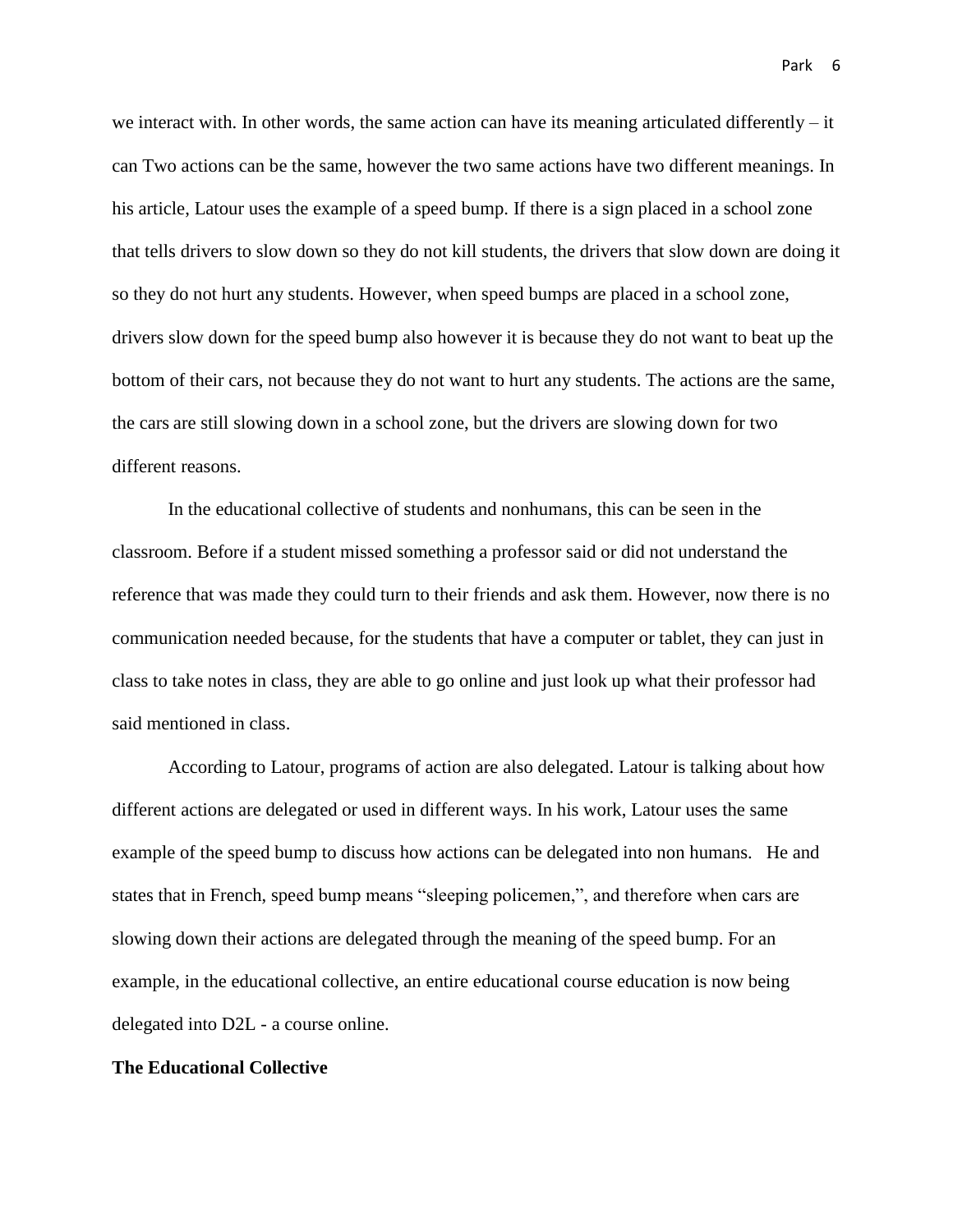we interact with. In other words, the same action can have its meaning articulated differently – it can Two actions can be the same, however the two same actions have two different meanings. In his article, Latour uses the example of a speed bump. If there is a sign placed in a school zone that tells drivers to slow down so they do not kill students, the drivers that slow down are doing it so they do not hurt any students. However, when speed bumps are placed in a school zone, drivers slow down for the speed bump also however it is because they do not want to beat up the bottom of their cars, not because they do not want to hurt any students. The actions are the same, the cars are still slowing down in a school zone, but the drivers are slowing down for two different reasons.

In the educational collective of students and nonhumans, this can be seen in the classroom. Before if a student missed something a professor said or did not understand the reference that was made they could turn to their friends and ask them. However, now there is no communication needed because, for the students that have a computer or tablet, they can just in class to take notes in class, they are able to go online and just look up what their professor had said mentioned in class.

According to Latour, programs of action are also delegated. Latour is talking about how different actions are delegated or used in different ways. In his work, Latour uses the same example of the speed bump to discuss how actions can be delegated into non humans. He and states that in French, speed bump means "sleeping policemen,", and therefore when cars are slowing down their actions are delegated through the meaning of the speed bump. For an example, in the educational collective, an entire educational course education is now being delegated into D2L - a course online.

**The Educational Collective**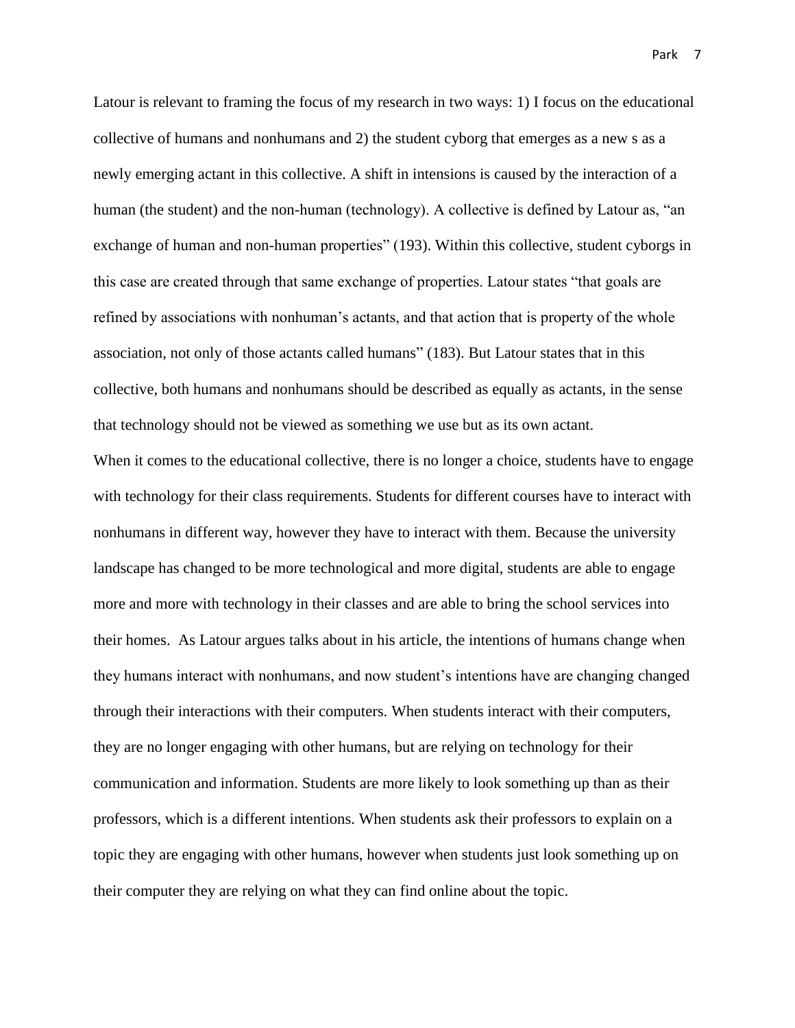Latour is relevant to framing the focus of my research in two ways: 1) I focus on the educational collective of humans and nonhumans and 2) the student cyborg that emerges as a new s as a newly emerging actant in this collective. A shift in intensions is caused by the interaction of a human (the student) and the non-human (technology). A collective is defined by Latour as, "an exchange of human and non-human properties" (193). Within this collective, student cyborgs in this case are created through that same exchange of properties. Latour states "that goals are refined by associations with nonhuman's actants, and that action that is property of the whole association, not only of those actants called humans" (183). But Latour states that in this collective, both humans and nonhumans should be described as equally as actants, in the sense that technology should not be viewed as something we use but as its own actant.

When it comes to the educational collective, there is no longer a choice, students have to engage with technology for their class requirements. Students for different courses have to interact with nonhumans in different way, however they have to interact with them. Because the university landscape has changed to be more technological and more digital, students are able to engage more and more with technology in their classes and are able to bring the school services into their homes. As Latour argues talks about in his article, the intentions of humans change when they humans interact with nonhumans, and now student's intentions have are changing changed through their interactions with their computers. When students interact with their computers, they are no longer engaging with other humans, but are relying on technology for their communication and information. Students are more likely to look something up than as their professors, which is a different intentions. When students ask their professors to explain on a topic they are engaging with other humans, however when students just look something up on their computer they are relying on what they can find online about the topic.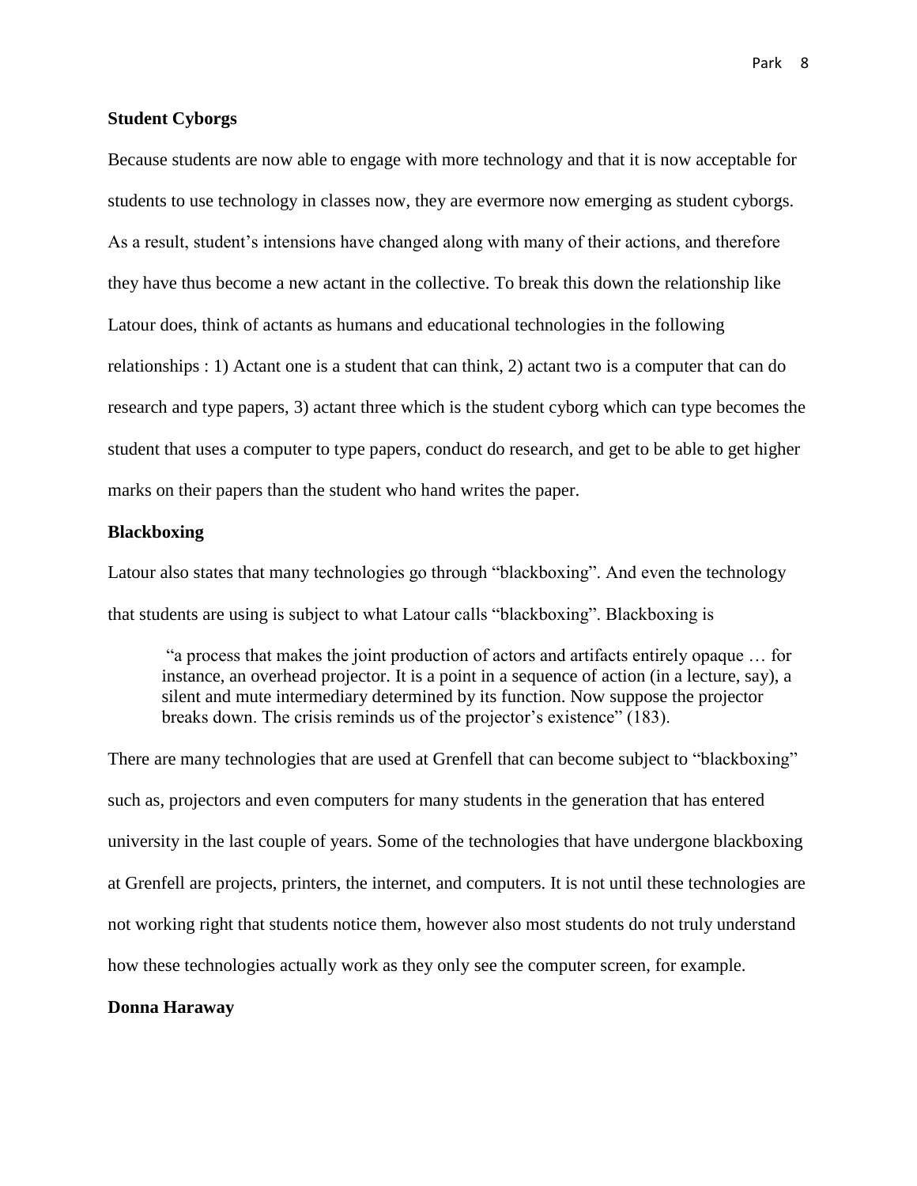**Student Cyborgs**

Because students are now able to engage with more technology and that it is now acceptable for students to use technology in classes now, they are evermore now emerging as student cyborgs. As a result, student's intensions have changed along with many of their actions, and therefore they have thus become a new actant in the collective. To break this down the relationship like Latour does, think of actants as humans and educational technologies in the following relationships : 1) Actant one is a student that can think, 2) actant two is a computer that can do research and type papers, 3) actant three which is the student cyborg which can type becomes the student that uses a computer to type papers, conduct do research, and get to be able to get higher marks on their papers than the student who hand writes the paper.

**Blackboxing**

Latour also states that many technologies go through "blackboxing". And even the technology that students are using is subject to what Latour calls "blackboxing". Blackboxing is

> "a process that makes the joint production of actors and artifacts entirely opaque … for instance, an overhead projector. It is a point in a sequence of action (in a lecture, say), a silent and mute intermediary determined by its function. Now suppose the projector breaks down. The crisis reminds us of the projector's existence" (183).

There are many technologies that are used at Grenfell that can become subject to "blackboxing" such as, projectors and even computers for many students in the generation that has entered university in the last couple of years. Some of the technologies that have undergone blackboxing at Grenfell are projects, printers, the internet, and computers. It is not until these technologies are not working right that students notice them, however also most students do not truly understand how these technologies actually work as they only see the computer screen, for example.

**Donna Haraway**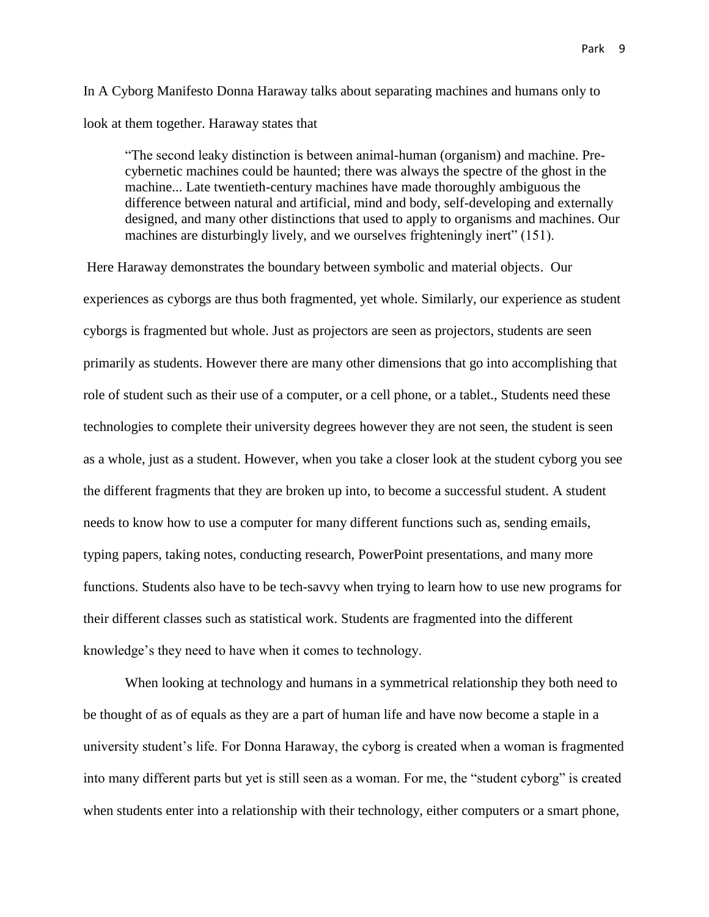In A Cyborg Manifesto Donna Haraway talks about separating machines and humans only to look at them together. Haraway states that

> "The second leaky distinction is between animal-human (organism) and machine. Pre-cybernetic machines could be haunted; there was always the spectre of the ghost in the machine... Late twentieth-century machines have made thoroughly ambiguous the difference between natural and artificial, mind and body, self-developing and externally designed, and many other distinctions that used to apply to organisms and machines. Our machines are disturbingly lively, and we ourselves frighteningly inert" (151).

Here Haraway demonstrates the boundary between symbolic and material objects. Our experiences as cyborgs are thus both fragmented, yet whole. Similarly, our experience as student cyborgs is fragmented but whole. Just as projectors are seen as projectors, students are seen primarily as students. However there are many other dimensions that go into accomplishing that role of student such as their use of a computer, or a cell phone, or a tablet., Students need these technologies to complete their university degrees however they are not seen, the student is seen as a whole, just as a student. However, when you take a closer look at the student cyborg you see the different fragments that they are broken up into, to become a successful student. A student needs to know how to use a computer for many different functions such as, sending emails, typing papers, taking notes, conducting research, PowerPoint presentations, and many more functions. Students also have to be tech-savvy when trying to learn how to use new programs for their different classes such as statistical work. Students are fragmented into the different knowledge's they need to have when it comes to technology.

When looking at technology and humans in a symmetrical relationship they both need to be thought of as of equals as they are a part of human life and have now become a staple in a university student's life. For Donna Haraway, the cyborg is created when a woman is fragmented into many different parts but yet is still seen as a woman. For me, the "student cyborg" is created when students enter into a relationship with their technology, either computers or a smart phone,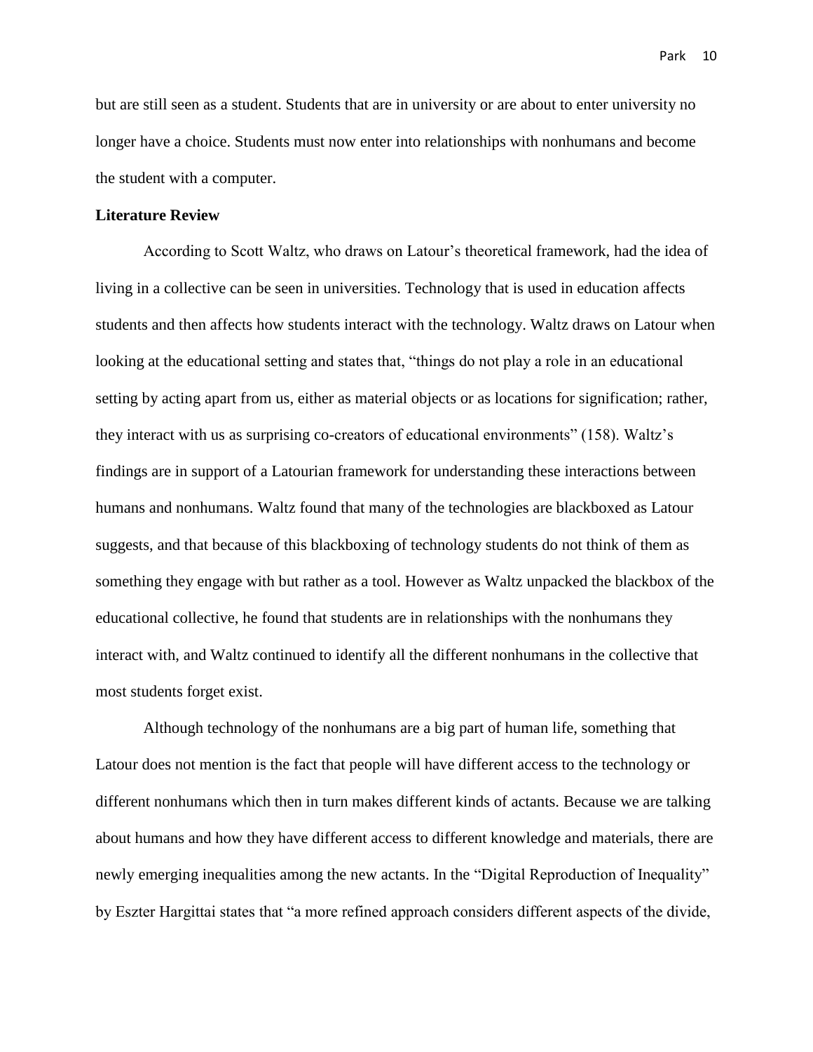but are still seen as a student. Students that are in university or are about to enter university no longer have a choice. Students must now enter into relationships with nonhumans and become the student with a computer.

**Literature Review**

According to Scott Waltz, who draws on Latour's theoretical framework, had the idea of living in a collective can be seen in universities. Technology that is used in education affects students and then affects how students interact with the technology. Waltz draws on Latour when looking at the educational setting and states that, "things do not play a role in an educational setting by acting apart from us, either as material objects or as locations for signification; rather, they interact with us as surprising co-creators of educational environments" (158). Waltz's findings are in support of a Latourian framework for understanding these interactions between humans and nonhumans. Waltz found that many of the technologies are blackboxed as Latour suggests, and that because of this blackboxing of technology students do not think of them as something they engage with but rather as a tool. However as Waltz unpacked the blackbox of the educational collective, he found that students are in relationships with the nonhumans they interact with, and Waltz continued to identify all the different nonhumans in the collective that most students forget exist.

Although technology of the nonhumans are a big part of human life, something that Latour does not mention is the fact that people will have different access to the technology or different nonhumans which then in turn makes different kinds of actants. Because we are talking about humans and how they have different access to different knowledge and materials, there are newly emerging inequalities among the new actants. In the "Digital Reproduction of Inequality" by Eszter Hargittai states that "a more refined approach considers different aspects of the divide,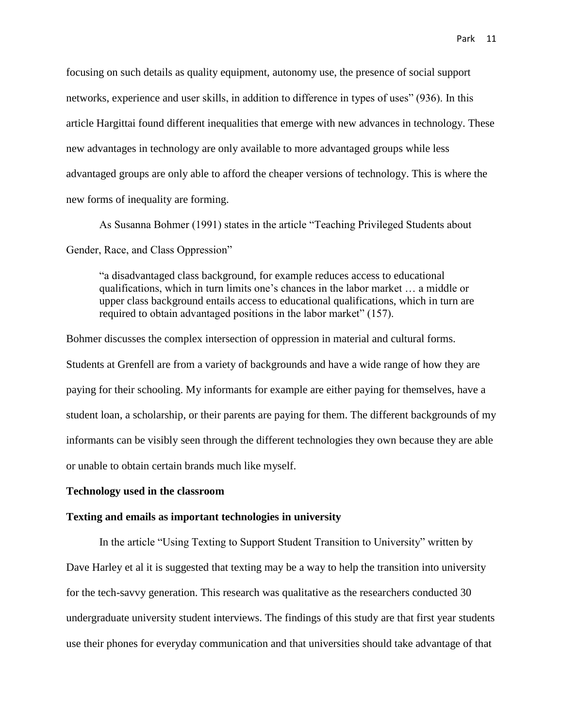focusing on such details as quality equipment, autonomy use, the presence of social support networks, experience and user skills, in addition to difference in types of uses" (936). In this article Hargittai found different inequalities that emerge with new advances in technology. These new advantages in technology are only available to more advantaged groups while less advantaged groups are only able to afford the cheaper versions of technology. This is where the new forms of inequality are forming.

As Susanna Bohmer (1991) states in the article "Teaching Privileged Students about Gender, Race, and Class Oppression"

> "a disadvantaged class background, for example reduces access to educational qualifications, which in turn limits one's chances in the labor market … a middle or upper class background entails access to educational qualifications, which in turn are required to obtain advantaged positions in the labor market" (157).

Bohmer discusses the complex intersection of oppression in material and cultural forms. Students at Grenfell are from a variety of backgrounds and have a wide range of how they are paying for their schooling. My informants for example are either paying for themselves, have a student loan, a scholarship, or their parents are paying for them. The different backgrounds of my informants can be visibly seen through the different technologies they own because they are able or unable to obtain certain brands much like myself.

**Technology used in the classroom**

**Texting and emails as important technologies in university**

In the article "Using Texting to Support Student Transition to University" written by Dave Harley et al it is suggested that texting may be a way to help the transition into university for the tech-savvy generation. This research was qualitative as the researchers conducted 30 undergraduate university student interviews. The findings of this study are that first year students use their phones for everyday communication and that universities should take advantage of that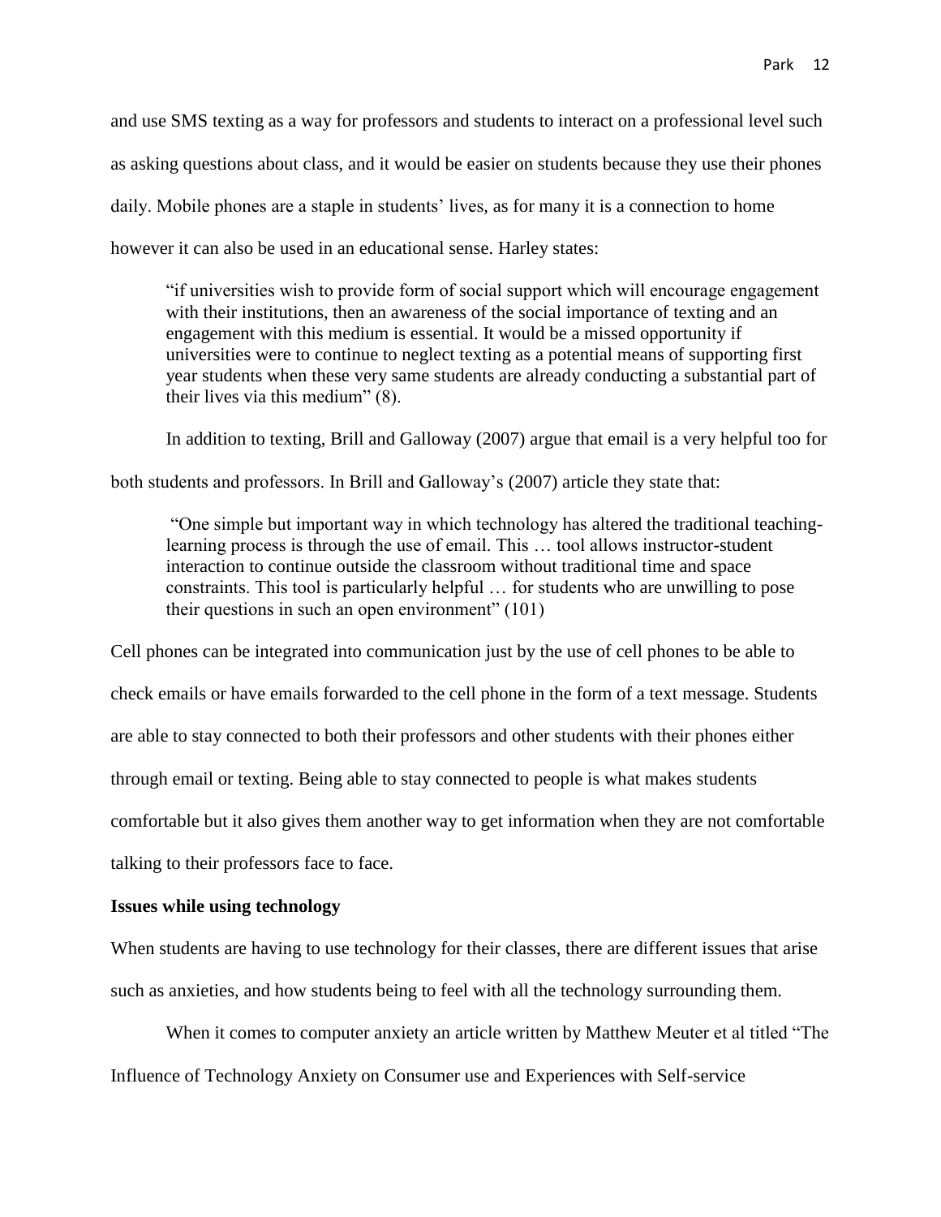and use SMS texting as a way for professors and students to interact on a professional level such as asking questions about class, and it would be easier on students because they use their phones daily. Mobile phones are a staple in students' lives, as for many it is a connection to home however it can also be used in an educational sense. Harley states:

> "if universities wish to provide form of social support which will encourage engagement with their institutions, then an awareness of the social importance of texting and an engagement with this medium is essential. It would be a missed opportunity if universities were to continue to neglect texting as a potential means of supporting first year students when these very same students are already conducting a substantial part of their lives via this medium" (8).

In addition to texting, Brill and Galloway (2007) argue that email is a very helpful too for both students and professors. In Brill and Galloway's (2007) article they state that:

> "One simple but important way in which technology has altered the traditional teaching-learning process is through the use of email. This … tool allows instructor-student interaction to continue outside the classroom without traditional time and space constraints. This tool is particularly helpful … for students who are unwilling to pose their questions in such an open environment" (101)

Cell phones can be integrated into communication just by the use of cell phones to be able to check emails or have emails forwarded to the cell phone in the form of a text message. Students are able to stay connected to both their professors and other students with their phones either through email or texting. Being able to stay connected to people is what makes students comfortable but it also gives them another way to get information when they are not comfortable talking to their professors face to face.

**Issues while using technology**

When students are having to use technology for their classes, there are different issues that arise such as anxieties, and how students being to feel with all the technology surrounding them.

When it comes to computer anxiety an article written by Matthew Meuter et al titled "The Influence of Technology Anxiety on Consumer use and Experiences with Self-service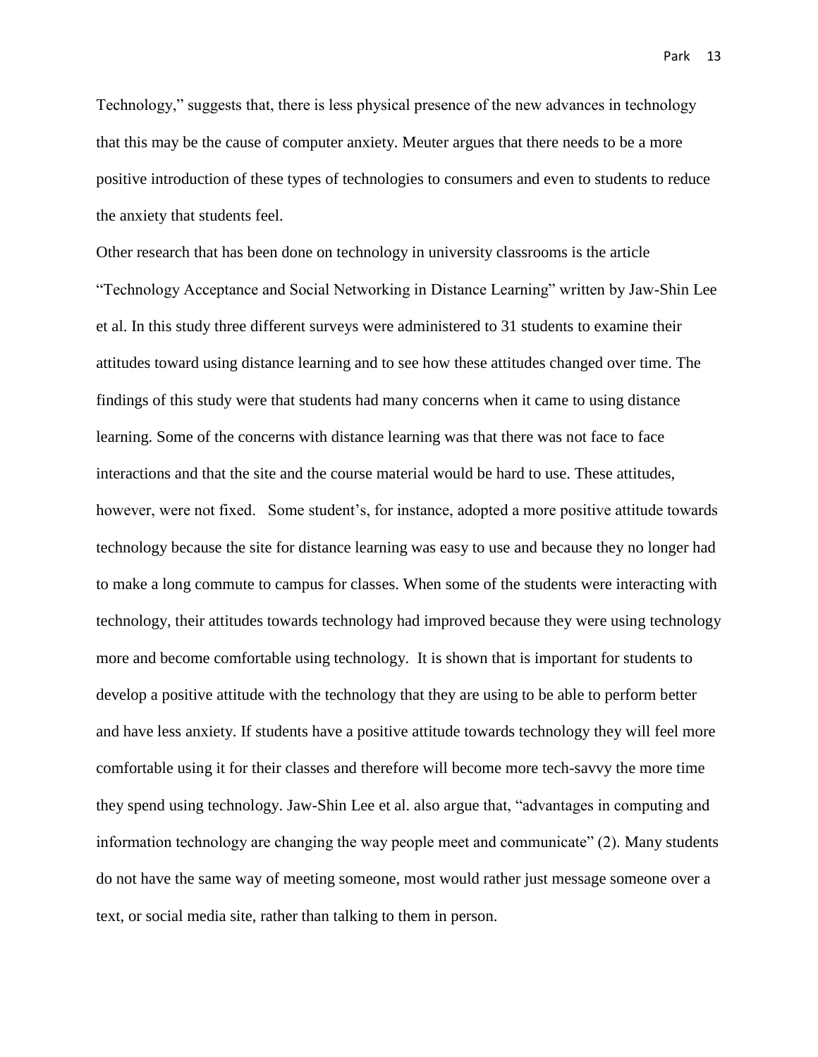Technology," suggests that, there is less physical presence of the new advances in technology that this may be the cause of computer anxiety. Meuter argues that there needs to be a more positive introduction of these types of technologies to consumers and even to students to reduce the anxiety that students feel.

Other research that has been done on technology in university classrooms is the article "Technology Acceptance and Social Networking in Distance Learning" written by Jaw-Shin Lee et al. In this study three different surveys were administered to 31 students to examine their attitudes toward using distance learning and to see how these attitudes changed over time. The findings of this study were that students had many concerns when it came to using distance learning. Some of the concerns with distance learning was that there was not face to face interactions and that the site and the course material would be hard to use. These attitudes, however, were not fixed. Some student's, for instance, adopted a more positive attitude towards technology because the site for distance learning was easy to use and because they no longer had to make a long commute to campus for classes. When some of the students were interacting with technology, their attitudes towards technology had improved because they were using technology more and become comfortable using technology. It is shown that is important for students to develop a positive attitude with the technology that they are using to be able to perform better and have less anxiety. If students have a positive attitude towards technology they will feel more comfortable using it for their classes and therefore will become more tech-savvy the more time they spend using technology. Jaw-Shin Lee et al. also argue that, "advantages in computing and information technology are changing the way people meet and communicate" (2). Many students do not have the same way of meeting someone, most would rather just message someone over a text, or social media site, rather than talking to them in person.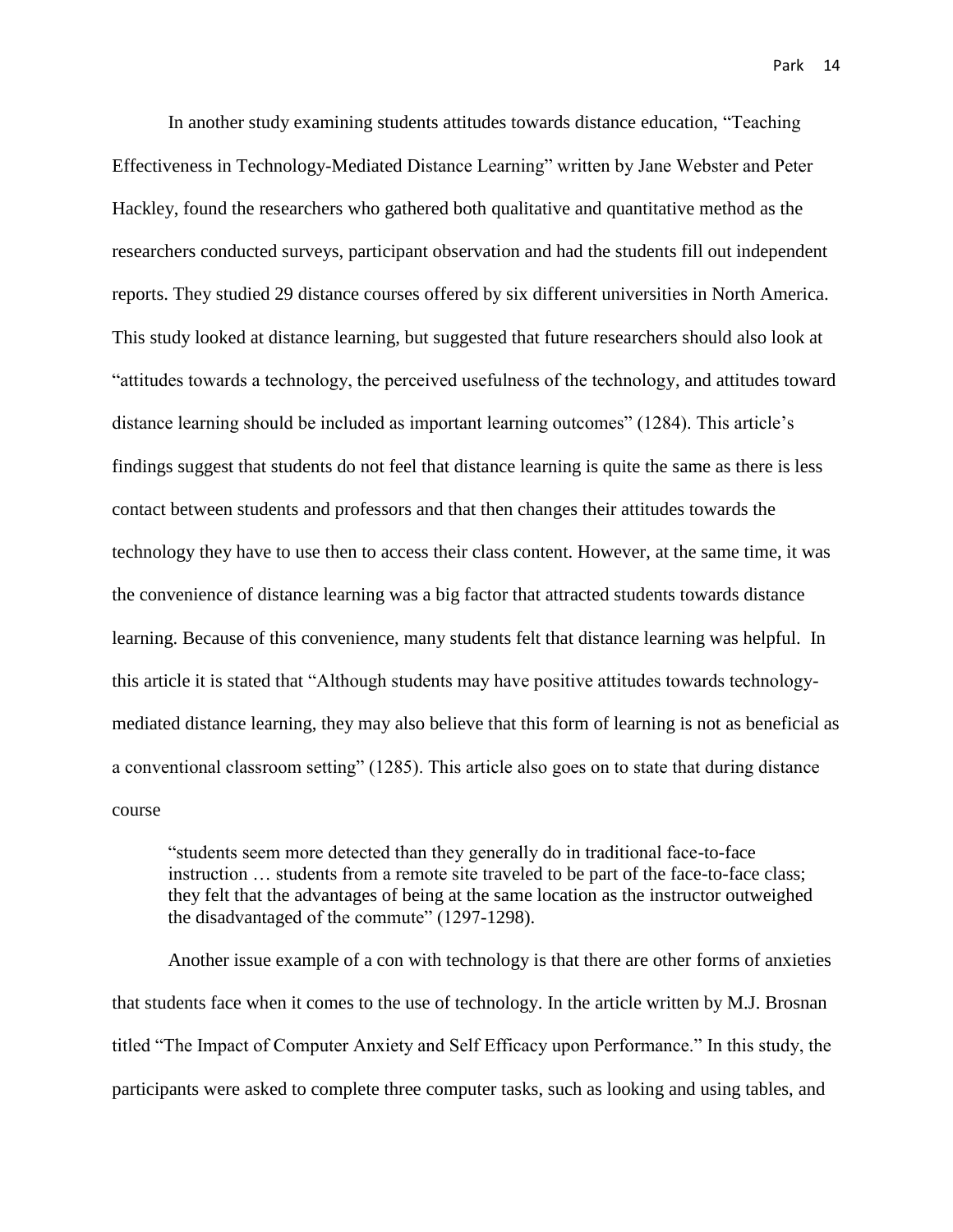In another study examining students attitudes towards distance education, "Teaching Effectiveness in Technology-Mediated Distance Learning" written by Jane Webster and Peter Hackley, found the researchers who gathered both qualitative and quantitative method as the researchers conducted surveys, participant observation and had the students fill out independent reports. They studied 29 distance courses offered by six different universities in North America. This study looked at distance learning, but suggested that future researchers should also look at "attitudes towards a technology, the perceived usefulness of the technology, and attitudes toward distance learning should be included as important learning outcomes" (1284). This article's findings suggest that students do not feel that distance learning is quite the same as there is less contact between students and professors and that then changes their attitudes towards the technology they have to use then to access their class content. However, at the same time, it was the convenience of distance learning was a big factor that attracted students towards distance learning. Because of this convenience, many students felt that distance learning was helpful. In this article it is stated that "Although students may have positive attitudes towards technology-mediated distance learning, they may also believe that this form of learning is not as beneficial as a conventional classroom setting" (1285). This article also goes on to state that during distance course

> "students seem more detected than they generally do in traditional face-to-face instruction … students from a remote site traveled to be part of the face-to-face class; they felt that the advantages of being at the same location as the instructor outweighed the disadvantaged of the commute" (1297-1298).

Another issue example of a con with technology is that there are other forms of anxieties that students face when it comes to the use of technology. In the article written by M.J. Brosnan titled "The Impact of Computer Anxiety and Self Efficacy upon Performance." In this study, the participants were asked to complete three computer tasks, such as looking and using tables, and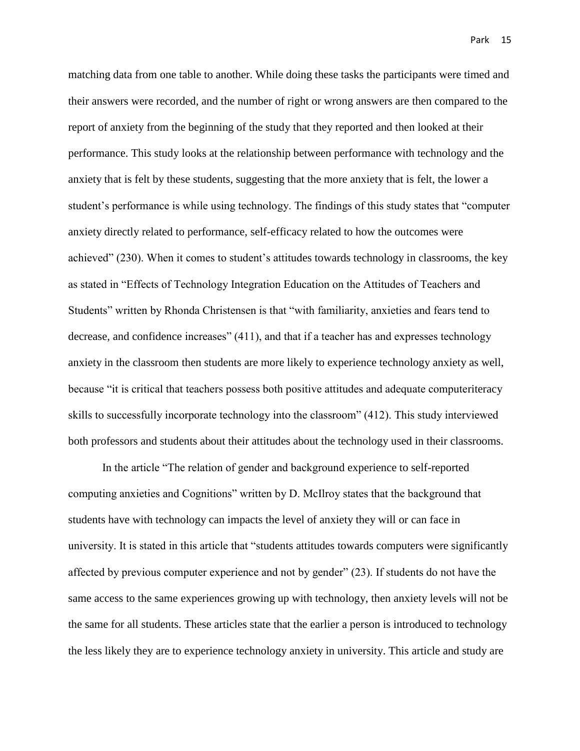matching data from one table to another. While doing these tasks the participants were timed and their answers were recorded, and the number of right or wrong answers are then compared to the report of anxiety from the beginning of the study that they reported and then looked at their performance. This study looks at the relationship between performance with technology and the anxiety that is felt by these students, suggesting that the more anxiety that is felt, the lower a student's performance is while using technology. The findings of this study states that "computer anxiety directly related to performance, self-efficacy related to how the outcomes were achieved" (230). When it comes to student's attitudes towards technology in classrooms, the key as stated in "Effects of Technology Integration Education on the Attitudes of Teachers and Students" written by Rhonda Christensen is that "with familiarity, anxieties and fears tend to decrease, and confidence increases" (411), and that if a teacher has and expresses technology anxiety in the classroom then students are more likely to experience technology anxiety as well, because "it is critical that teachers possess both positive attitudes and adequate computeriteracy skills to successfully incorporate technology into the classroom" (412). This study interviewed both professors and students about their attitudes about the technology used in their classrooms.

In the article "The relation of gender and background experience to self-reported computing anxieties and Cognitions" written by D. McIlroy states that the background that students have with technology can impacts the level of anxiety they will or can face in university. It is stated in this article that "students attitudes towards computers were significantly affected by previous computer experience and not by gender" (23). If students do not have the same access to the same experiences growing up with technology, then anxiety levels will not be the same for all students. These articles state that the earlier a person is introduced to technology the less likely they are to experience technology anxiety in university. This article and study are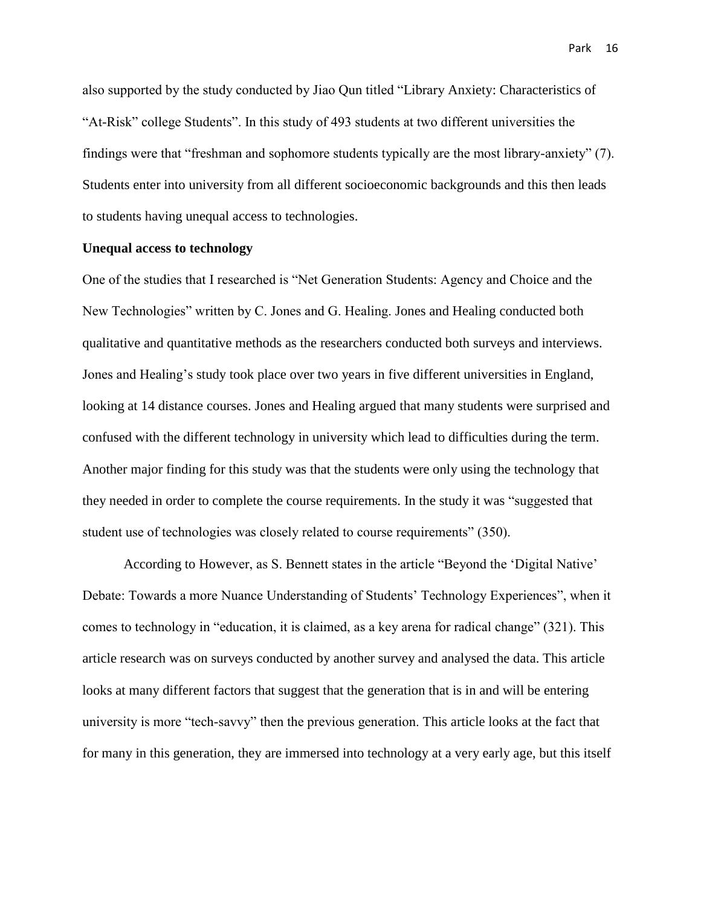also supported by the study conducted by Jiao Qun titled "Library Anxiety: Characteristics of "At-Risk" college Students". In this study of 493 students at two different universities the findings were that "freshman and sophomore students typically are the most library-anxiety" (7). Students enter into university from all different socioeconomic backgrounds and this then leads to students having unequal access to technologies.

**Unequal access to technology**

One of the studies that I researched is "Net Generation Students: Agency and Choice and the New Technologies" written by C. Jones and G. Healing. Jones and Healing conducted both qualitative and quantitative methods as the researchers conducted both surveys and interviews. Jones and Healing's study took place over two years in five different universities in England, looking at 14 distance courses. Jones and Healing argued that many students were surprised and confused with the different technology in university which lead to difficulties during the term. Another major finding for this study was that the students were only using the technology that they needed in order to complete the course requirements. In the study it was "suggested that student use of technologies was closely related to course requirements" (350).

According to However, as S. Bennett states in the article "Beyond the 'Digital Native' Debate: Towards a more Nuance Understanding of Students' Technology Experiences", when it comes to technology in "education, it is claimed, as a key arena for radical change" (321). This article research was on surveys conducted by another survey and analysed the data. This article looks at many different factors that suggest that the generation that is in and will be entering university is more "tech-savvy" then the previous generation. This article looks at the fact that for many in this generation, they are immersed into technology at a very early age, but this itself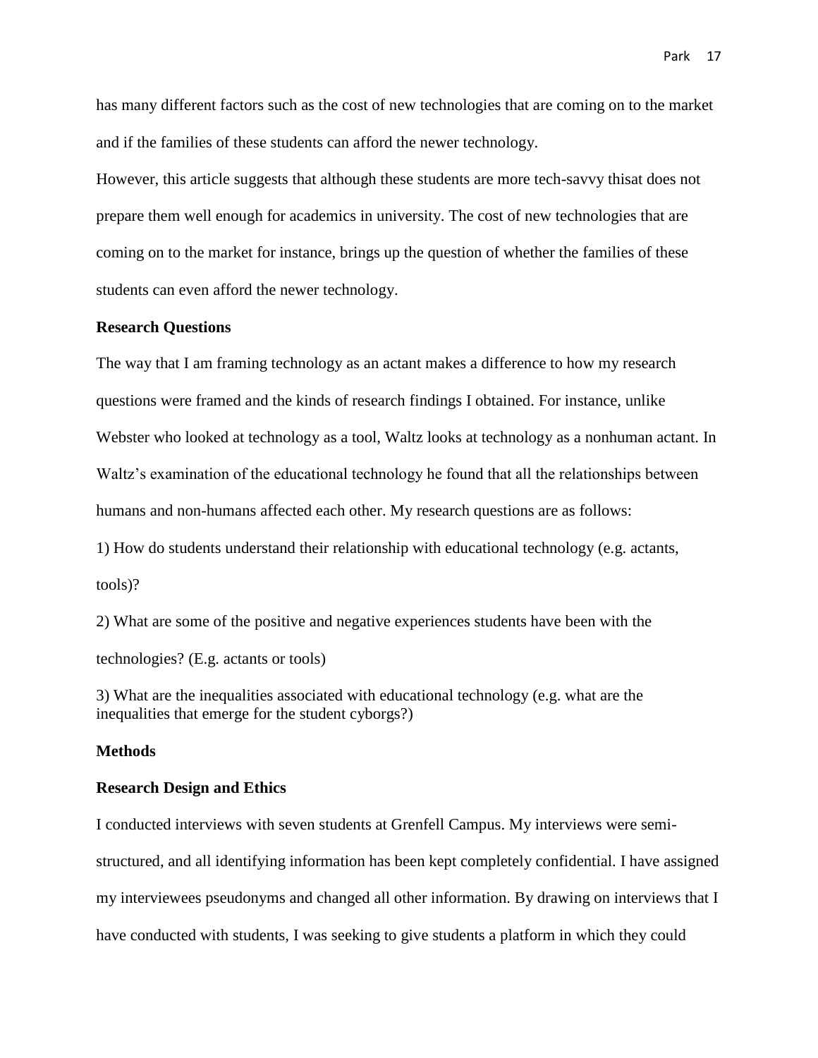has many different factors such as the cost of new technologies that are coming on to the market and if the families of these students can afford the newer technology.

However, this article suggests that although these students are more tech-savvy thisat does not prepare them well enough for academics in university. The cost of new technologies that are coming on to the market for instance, brings up the question of whether the families of these students can even afford the newer technology.

**Research Questions**

The way that I am framing technology as an actant makes a difference to how my research questions were framed and the kinds of research findings I obtained. For instance, unlike Webster who looked at technology as a tool, Waltz looks at technology as a nonhuman actant. In Waltz's examination of the educational technology he found that all the relationships between humans and non-humans affected each other. My research questions are as follows:

1) How do students understand their relationship with educational technology (e.g. actants, tools)?

2) What are some of the positive and negative experiences students have been with the technologies? (E.g. actants or tools)

3) What are the inequalities associated with educational technology (e.g. what are the inequalities that emerge for the student cyborgs?)

**Methods**

**Research Design and Ethics**

I conducted interviews with seven students at Grenfell Campus. My interviews were semi-structured, and all identifying information has been kept completely confidential. I have assigned my interviewees pseudonyms and changed all other information. By drawing on interviews that I have conducted with students, I was seeking to give students a platform in which they could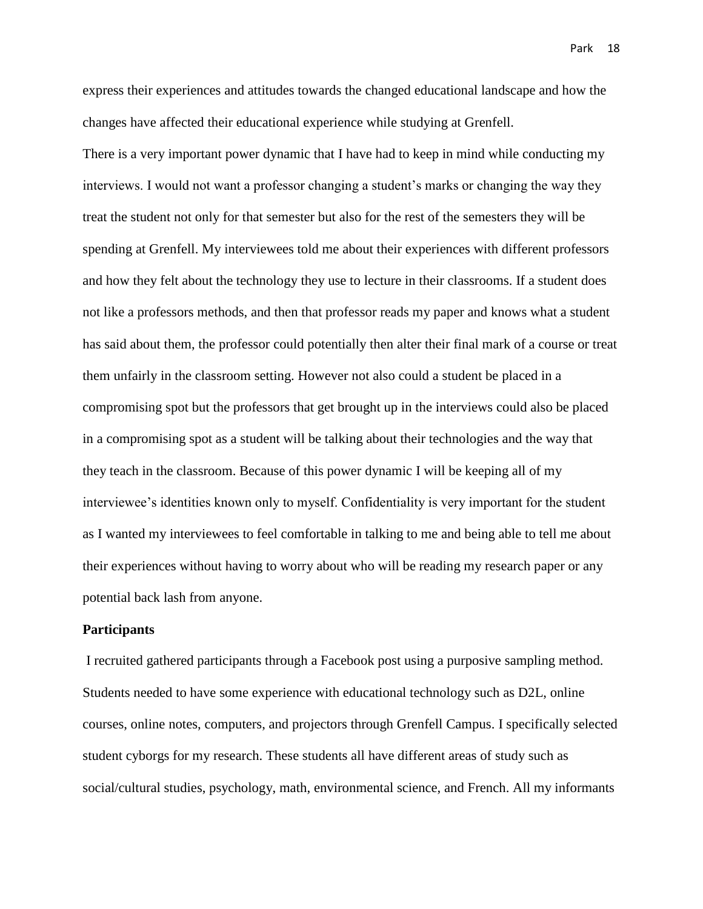express their experiences and attitudes towards the changed educational landscape and how the changes have affected their educational experience while studying at Grenfell.

There is a very important power dynamic that I have had to keep in mind while conducting my interviews. I would not want a professor changing a student's marks or changing the way they treat the student not only for that semester but also for the rest of the semesters they will be spending at Grenfell. My interviewees told me about their experiences with different professors and how they felt about the technology they use to lecture in their classrooms. If a student does not like a professors methods, and then that professor reads my paper and knows what a student has said about them, the professor could potentially then alter their final mark of a course or treat them unfairly in the classroom setting. However not also could a student be placed in a compromising spot but the professors that get brought up in the interviews could also be placed in a compromising spot as a student will be talking about their technologies and the way that they teach in the classroom. Because of this power dynamic I will be keeping all of my interviewee's identities known only to myself. Confidentiality is very important for the student as I wanted my interviewees to feel comfortable in talking to me and being able to tell me about their experiences without having to worry about who will be reading my research paper or any potential back lash from anyone.

**Participants**

I recruited gathered participants through a Facebook post using a purposive sampling method. Students needed to have some experience with educational technology such as D2L, online courses, online notes, computers, and projectors through Grenfell Campus. I specifically selected student cyborgs for my research. These students all have different areas of study such as social/cultural studies, psychology, math, environmental science, and French. All my informants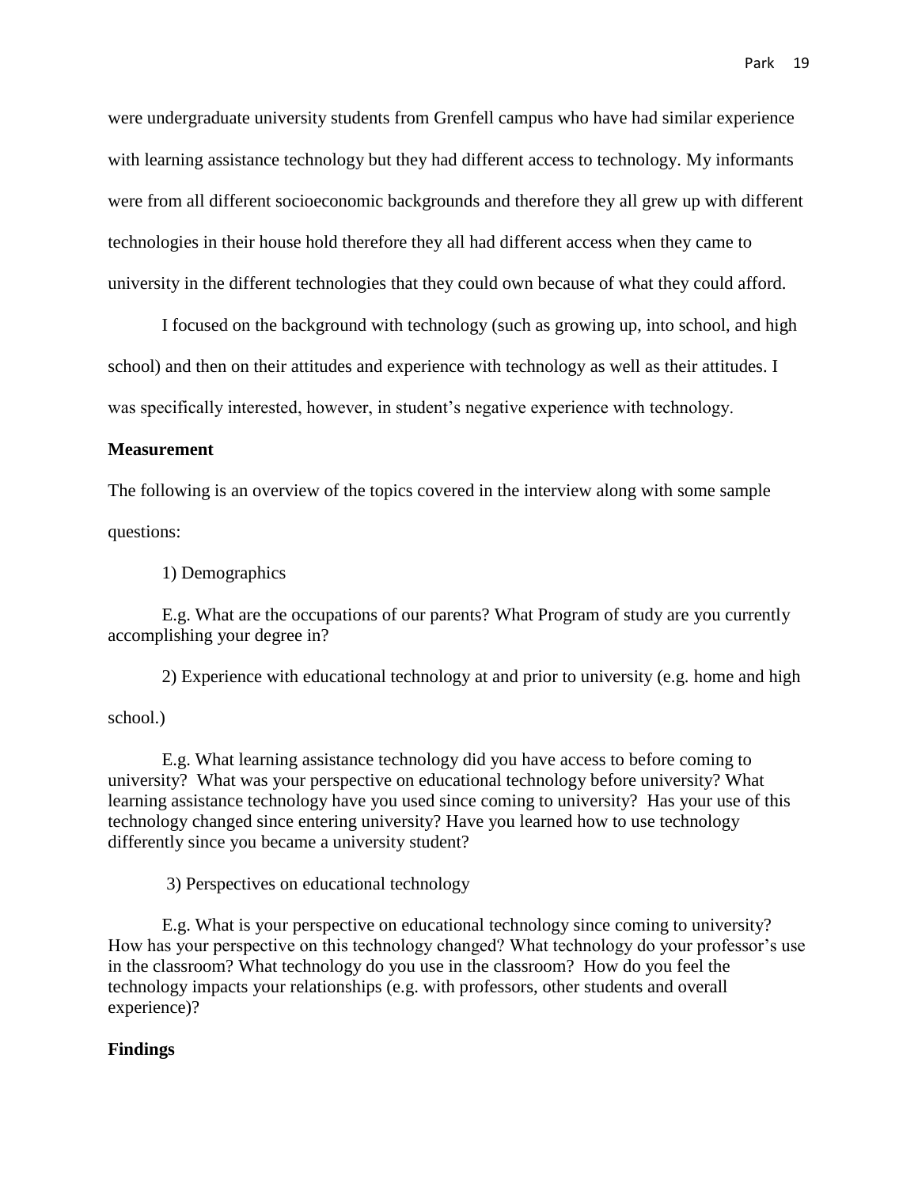were undergraduate university students from Grenfell campus who have had similar experience with learning assistance technology but they had different access to technology. My informants were from all different socioeconomic backgrounds and therefore they all grew up with different technologies in their house hold therefore they all had different access when they came to university in the different technologies that they could own because of what they could afford.

I focused on the background with technology (such as growing up, into school, and high school) and then on their attitudes and experience with technology as well as their attitudes. I was specifically interested, however, in student's negative experience with technology.

**Measurement**

The following is an overview of the topics covered in the interview along with some sample questions:

1) Demographics

E.g. What are the occupations of our parents? What Program of study are you currently accomplishing your degree in?

2) Experience with educational technology at and prior to university (e.g. home and high school.)

E.g. What learning assistance technology did you have access to before coming to university? What was your perspective on educational technology before university? What learning assistance technology have you used since coming to university? Has your use of this technology changed since entering university? Have you learned how to use technology differently since you became a university student?

3) Perspectives on educational technology

E.g. What is your perspective on educational technology since coming to university? How has your perspective on this technology changed? What technology do your professor's use in the classroom? What technology do you use in the classroom? How do you feel the technology impacts your relationships (e.g. with professors, other students and overall experience)?

**Findings**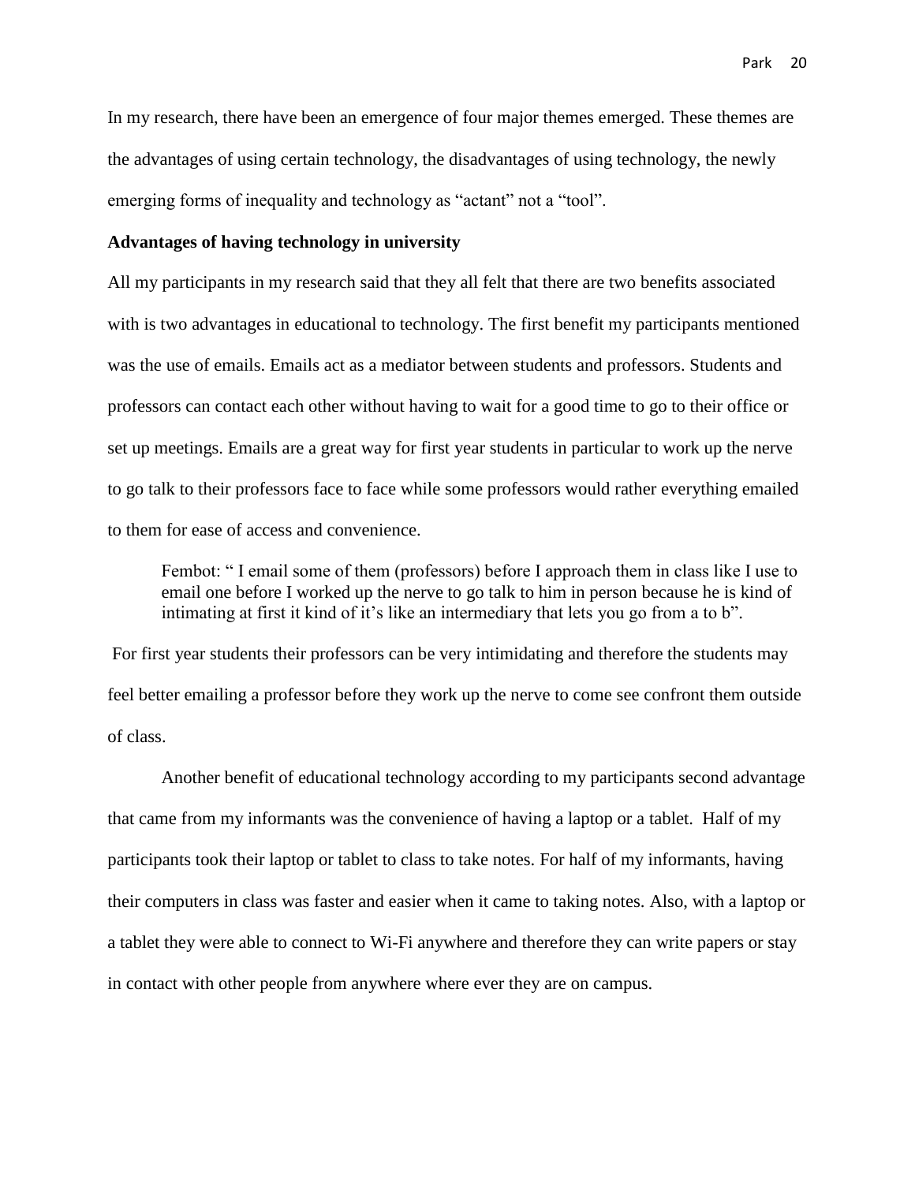In my research, there have been an emergence of four major themes emerged. These themes are the advantages of using certain technology, the disadvantages of using technology, the newly emerging forms of inequality and technology as “actant” not a “tool”.

**Advantages of having technology in university**

All my participants in my research said that they all felt that there are two benefits associated with is two advantages in educational to technology. The first benefit my participants mentioned was the use of emails. Emails act as a mediator between students and professors. Students and professors can contact each other without having to wait for a good time to go to their office or set up meetings. Emails are a great way for first year students in particular to work up the nerve to go talk to their professors face to face while some professors would rather everything emailed to them for ease of access and convenience.

> Fembot: “ I email some of them (professors) before I approach them in class like I use to email one before I worked up the nerve to go talk to him in person because he is kind of intimating at first it kind of it’s like an intermediary that lets you go from a to b”.

For first year students their professors can be very intimidating and therefore the students may feel better emailing a professor before they work up the nerve to come see confront them outside of class.

Another benefit of educational technology according to my participants second advantage that came from my informants was the convenience of having a laptop or a tablet. Half of my participants took their laptop or tablet to class to take notes. For half of my informants, having their computers in class was faster and easier when it came to taking notes. Also, with a laptop or a tablet they were able to connect to Wi-Fi anywhere and therefore they can write papers or stay in contact with other people from anywhere where ever they are on campus.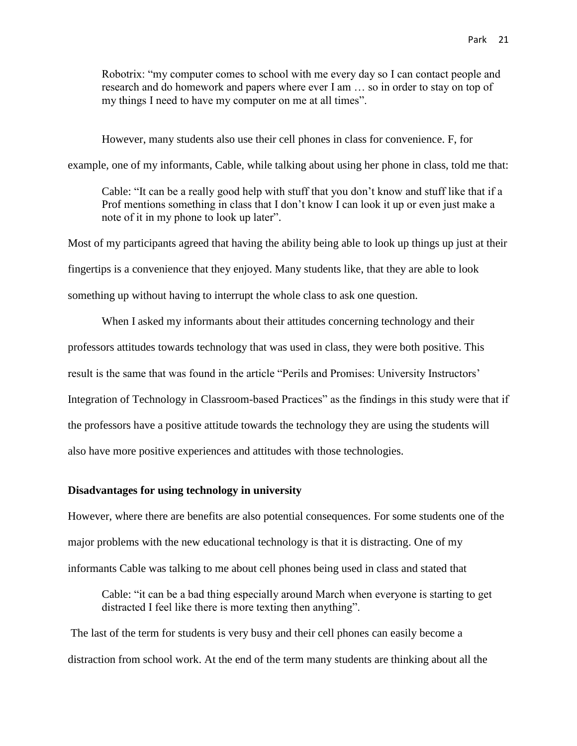> Robotrix: "my computer comes to school with me every day so I can contact people and research and do homework and papers where ever I am … so in order to stay on top of my things I need to have my computer on me at all times".

However, many students also use their cell phones in class for convenience. F, for example, one of my informants, Cable, while talking about using her phone in class, told me that:

> Cable: "It can be a really good help with stuff that you don't know and stuff like that if a Prof mentions something in class that I don't know I can look it up or even just make a note of it in my phone to look up later".

Most of my participants agreed that having the ability being able to look up things up just at their fingertips is a convenience that they enjoyed. Many students like, that they are able to look something up without having to interrupt the whole class to ask one question.

When I asked my informants about their attitudes concerning technology and their professors attitudes towards technology that was used in class, they were both positive. This result is the same that was found in the article "Perils and Promises: University Instructors' Integration of Technology in Classroom-based Practices" as the findings in this study were that if the professors have a positive attitude towards the technology they are using the students will also have more positive experiences and attitudes with those technologies.

**Disadvantages for using technology in university**

However, where there are benefits are also potential consequences. For some students one of the major problems with the new educational technology is that it is distracting. One of my informants Cable was talking to me about cell phones being used in class and stated that

> Cable: "it can be a bad thing especially around March when everyone is starting to get distracted I feel like there is more texting then anything".

The last of the term for students is very busy and their cell phones can easily become a distraction from school work. At the end of the term many students are thinking about all the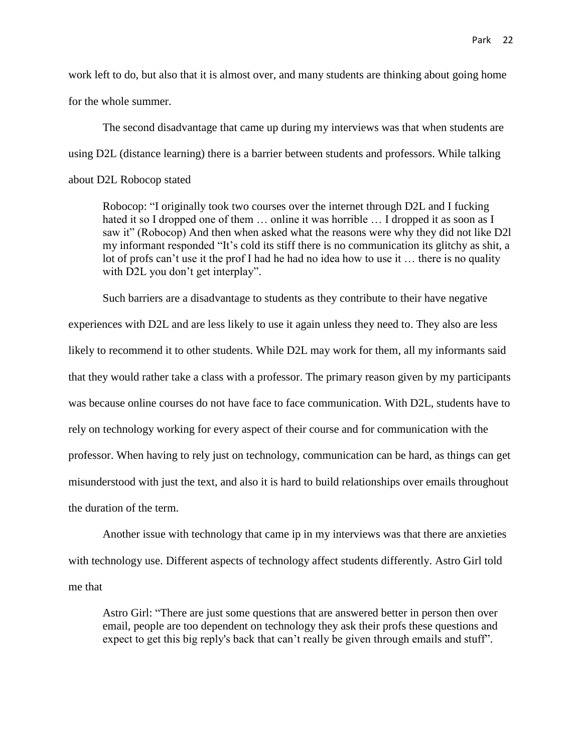work left to do, but also that it is almost over, and many students are thinking about going home for the whole summer.

The second disadvantage that came up during my interviews was that when students are using D2L (distance learning) there is a barrier between students and professors. While talking about D2L Robocop stated

> Robocop: "I originally took two courses over the internet through D2L and I fucking hated it so I dropped one of them … online it was horrible … I dropped it as soon as I saw it" (Robocop) And then when asked what the reasons were why they did not like D2l my informant responded "It's cold its stiff there is no communication its glitchy as shit, a lot of profs can't use it the prof I had he had no idea how to use it … there is no quality with D2L you don't get interplay".

Such barriers are a disadvantage to students as they contribute to their have negative experiences with D2L and are less likely to use it again unless they need to. They also are less likely to recommend it to other students. While D2L may work for them, all my informants said that they would rather take a class with a professor. The primary reason given by my participants was because online courses do not have face to face communication. With D2L, students have to rely on technology working for every aspect of their course and for communication with the professor. When having to rely just on technology, communication can be hard, as things can get misunderstood with just the text, and also it is hard to build relationships over emails throughout the duration of the term.

Another issue with technology that came ip in my interviews was that there are anxieties with technology use. Different aspects of technology affect students differently. Astro Girl told me that

> Astro Girl: "There are just some questions that are answered better in person then over email, people are too dependent on technology they ask their profs these questions and expect to get this big reply's back that can't really be given through emails and stuff".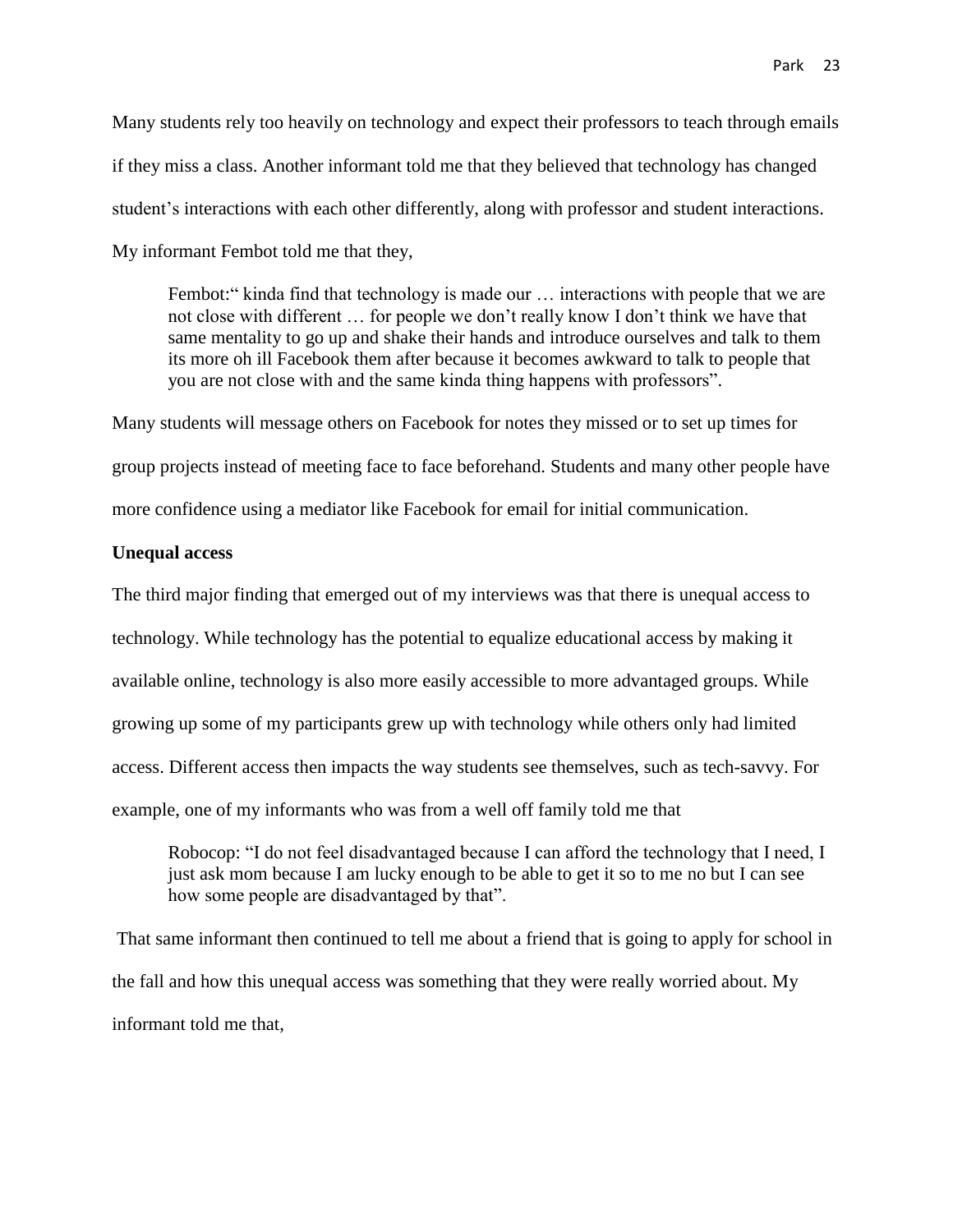Many students rely too heavily on technology and expect their professors to teach through emails if they miss a class. Another informant told me that they believed that technology has changed student's interactions with each other differently, along with professor and student interactions. My informant Fembot told me that they,

> Fembot:" kinda find that technology is made our … interactions with people that we are not close with different … for people we don't really know I don't think we have that same mentality to go up and shake their hands and introduce ourselves and talk to them its more oh ill Facebook them after because it becomes awkward to talk to people that you are not close with and the same kinda thing happens with professors".

Many students will message others on Facebook for notes they missed or to set up times for group projects instead of meeting face to face beforehand. Students and many other people have more confidence using a mediator like Facebook for email for initial communication.

**Unequal access**

The third major finding that emerged out of my interviews was that there is unequal access to technology. While technology has the potential to equalize educational access by making it available online, technology is also more easily accessible to more advantaged groups. While growing up some of my participants grew up with technology while others only had limited access. Different access then impacts the way students see themselves, such as tech-savvy. For example, one of my informants who was from a well off family told me that

> Robocop: "I do not feel disadvantaged because I can afford the technology that I need, I just ask mom because I am lucky enough to be able to get it so to me no but I can see how some people are disadvantaged by that".

That same informant then continued to tell me about a friend that is going to apply for school in the fall and how this unequal access was something that they were really worried about. My informant told me that,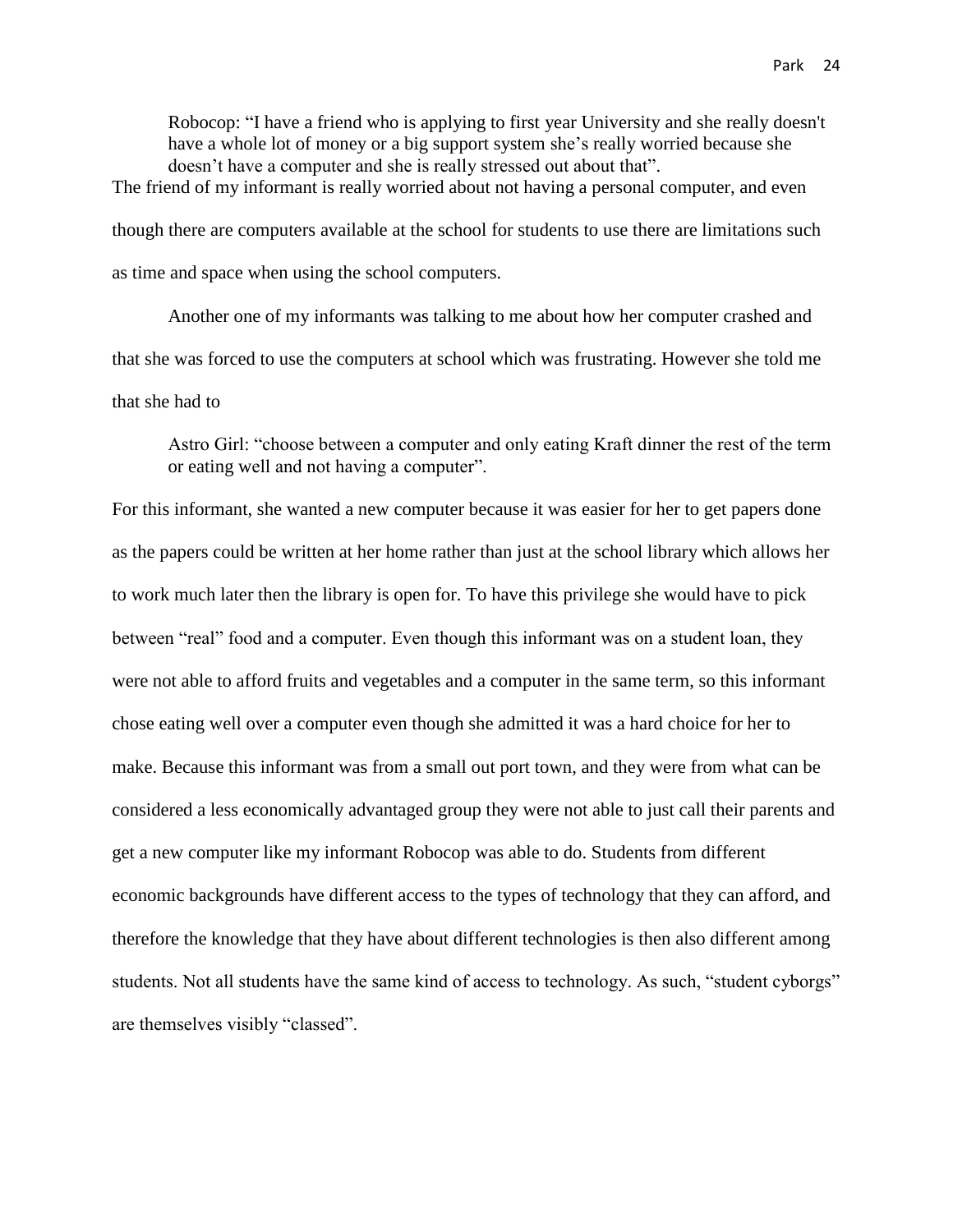> Robocop: “I have a friend who is applying to first year University and she really doesn't have a whole lot of money or a big support system she’s really worried because she doesn’t have a computer and she is really stressed out about that”.

The friend of my informant is really worried about not having a personal computer, and even though there are computers available at the school for students to use there are limitations such as time and space when using the school computers.

Another one of my informants was talking to me about how her computer crashed and that she was forced to use the computers at school which was frustrating. However she told me that she had to

> Astro Girl: “choose between a computer and only eating Kraft dinner the rest of the term or eating well and not having a computer”.

For this informant, she wanted a new computer because it was easier for her to get papers done as the papers could be written at her home rather than just at the school library which allows her to work much later then the library is open for. To have this privilege she would have to pick between “real” food and a computer. Even though this informant was on a student loan, they were not able to afford fruits and vegetables and a computer in the same term, so this informant chose eating well over a computer even though she admitted it was a hard choice for her to make. Because this informant was from a small out port town, and they were from what can be considered a less economically advantaged group they were not able to just call their parents and get a new computer like my informant Robocop was able to do. Students from different economic backgrounds have different access to the types of technology that they can afford, and therefore the knowledge that they have about different technologies is then also different among students. Not all students have the same kind of access to technology. As such, “student cyborgs” are themselves visibly “classed”.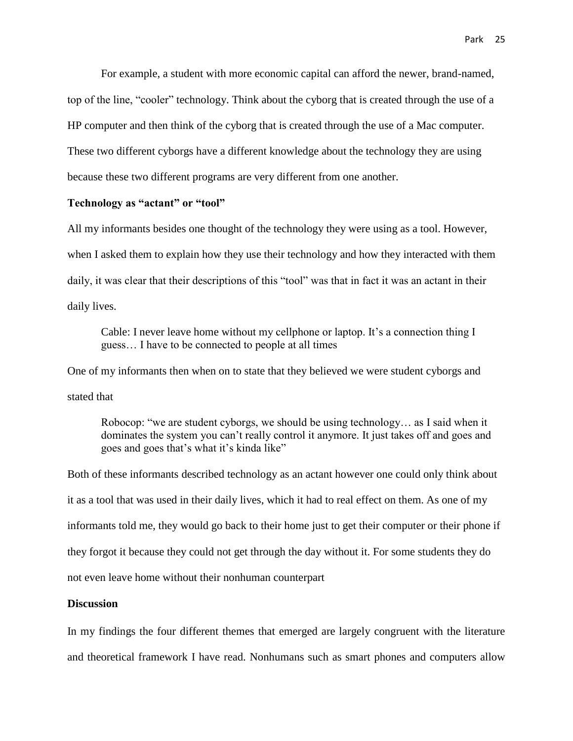For example, a student with more economic capital can afford the newer, brand-named, top of the line, "cooler" technology. Think about the cyborg that is created through the use of a HP computer and then think of the cyborg that is created through the use of a Mac computer. These two different cyborgs have a different knowledge about the technology they are using because these two different programs are very different from one another.

**Technology as "actant" or "tool"**

All my informants besides one thought of the technology they were using as a tool. However, when I asked them to explain how they use their technology and how they interacted with them daily, it was clear that their descriptions of this "tool" was that in fact it was an actant in their daily lives.

> Cable: I never leave home without my cellphone or laptop. It's a connection thing I guess… I have to be connected to people at all times

One of my informants then when on to state that they believed we were student cyborgs and stated that

> Robocop: "we are student cyborgs, we should be using technology… as I said when it dominates the system you can't really control it anymore. It just takes off and goes and goes and goes that's what it's kinda like"

Both of these informants described technology as an actant however one could only think about it as a tool that was used in their daily lives, which it had to real effect on them. As one of my informants told me, they would go back to their home just to get their computer or their phone if they forgot it because they could not get through the day without it. For some students they do not even leave home without their nonhuman counterpart

**Discussion**

In my findings the four different themes that emerged are largely congruent with the literature and theoretical framework I have read. Nonhumans such as smart phones and computers allow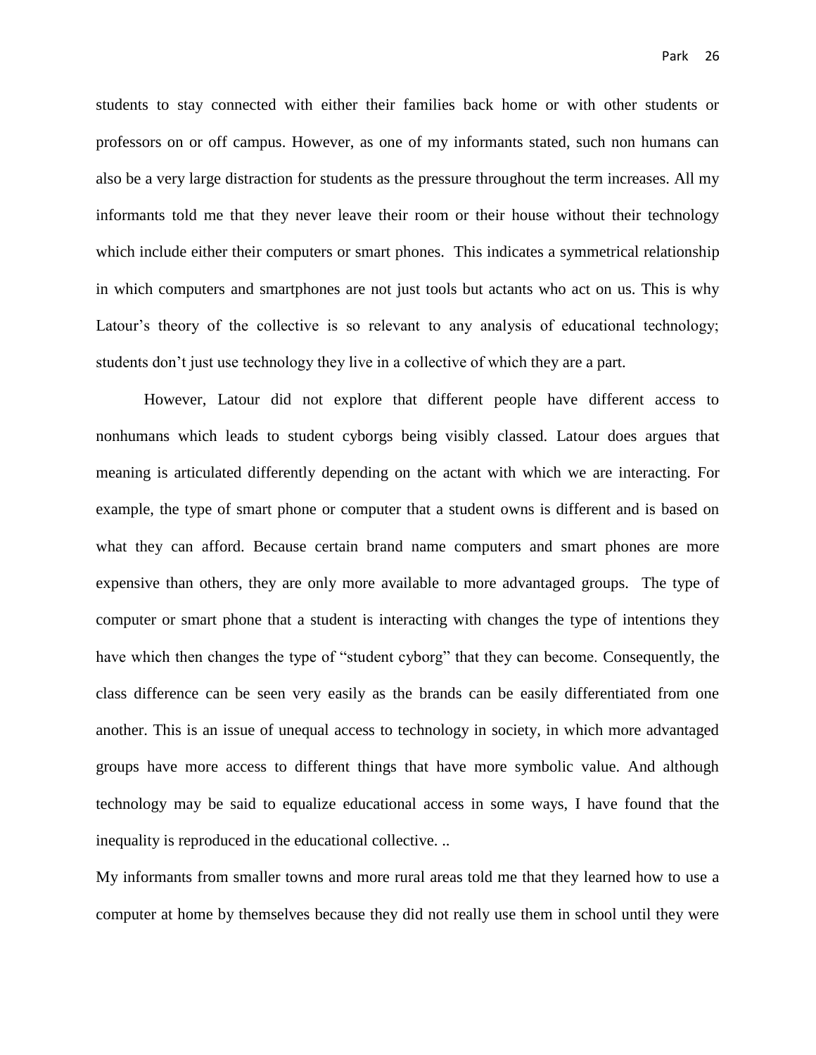students to stay connected with either their families back home or with other students or professors on or off campus. However, as one of my informants stated, such non humans can also be a very large distraction for students as the pressure throughout the term increases. All my informants told me that they never leave their room or their house without their technology which include either their computers or smart phones. This indicates a symmetrical relationship in which computers and smartphones are not just tools but actants who act on us. This is why Latour's theory of the collective is so relevant to any analysis of educational technology; students don't just use technology they live in a collective of which they are a part.

However, Latour did not explore that different people have different access to nonhumans which leads to student cyborgs being visibly classed. Latour does argues that meaning is articulated differently depending on the actant with which we are interacting. For example, the type of smart phone or computer that a student owns is different and is based on what they can afford. Because certain brand name computers and smart phones are more expensive than others, they are only more available to more advantaged groups. The type of computer or smart phone that a student is interacting with changes the type of intentions they have which then changes the type of "student cyborg" that they can become. Consequently, the class difference can be seen very easily as the brands can be easily differentiated from one another. This is an issue of unequal access to technology in society, in which more advantaged groups have more access to different things that have more symbolic value. And although technology may be said to equalize educational access in some ways, I have found that the inequality is reproduced in the educational collective. ..

My informants from smaller towns and more rural areas told me that they learned how to use a computer at home by themselves because they did not really use them in school until they were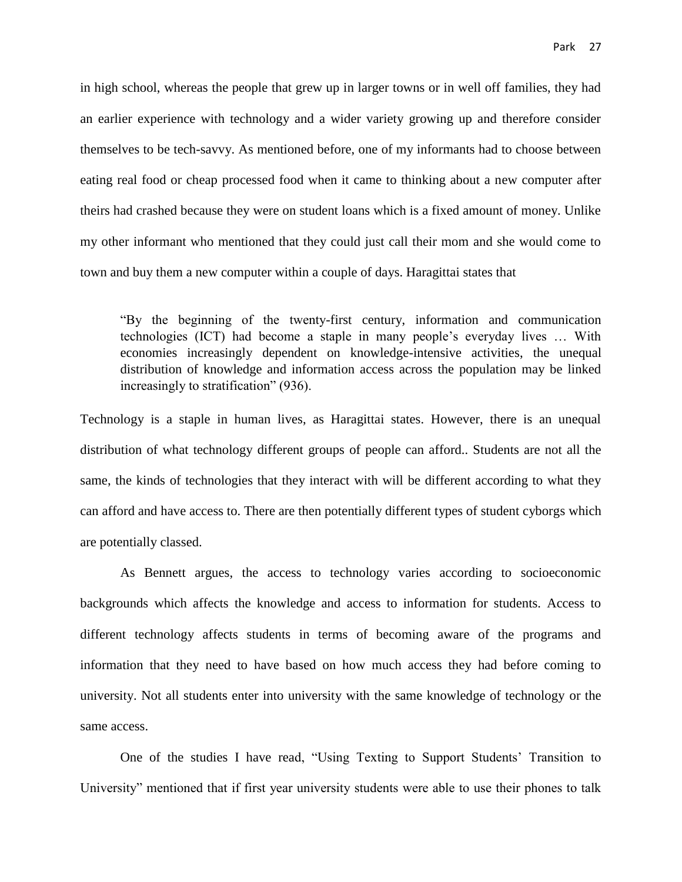in high school, whereas the people that grew up in larger towns or in well off families, they had an earlier experience with technology and a wider variety growing up and therefore consider themselves to be tech-savvy. As mentioned before, one of my informants had to choose between eating real food or cheap processed food when it came to thinking about a new computer after theirs had crashed because they were on student loans which is a fixed amount of money. Unlike my other informant who mentioned that they could just call their mom and she would come to town and buy them a new computer within a couple of days. Haragittai states that

> "By the beginning of the twenty-first century, information and communication technologies (ICT) had become a staple in many people's everyday lives … With economies increasingly dependent on knowledge-intensive activities, the unequal distribution of knowledge and information access across the population may be linked increasingly to stratification" (936).

Technology is a staple in human lives, as Haragittai states. However, there is an unequal distribution of what technology different groups of people can afford.. Students are not all the same, the kinds of technologies that they interact with will be different according to what they can afford and have access to. There are then potentially different types of student cyborgs which are potentially classed.

As Bennett argues, the access to technology varies according to socioeconomic backgrounds which affects the knowledge and access to information for students. Access to different technology affects students in terms of becoming aware of the programs and information that they need to have based on how much access they had before coming to university. Not all students enter into university with the same knowledge of technology or the same access.

One of the studies I have read, "Using Texting to Support Students' Transition to University" mentioned that if first year university students were able to use their phones to talk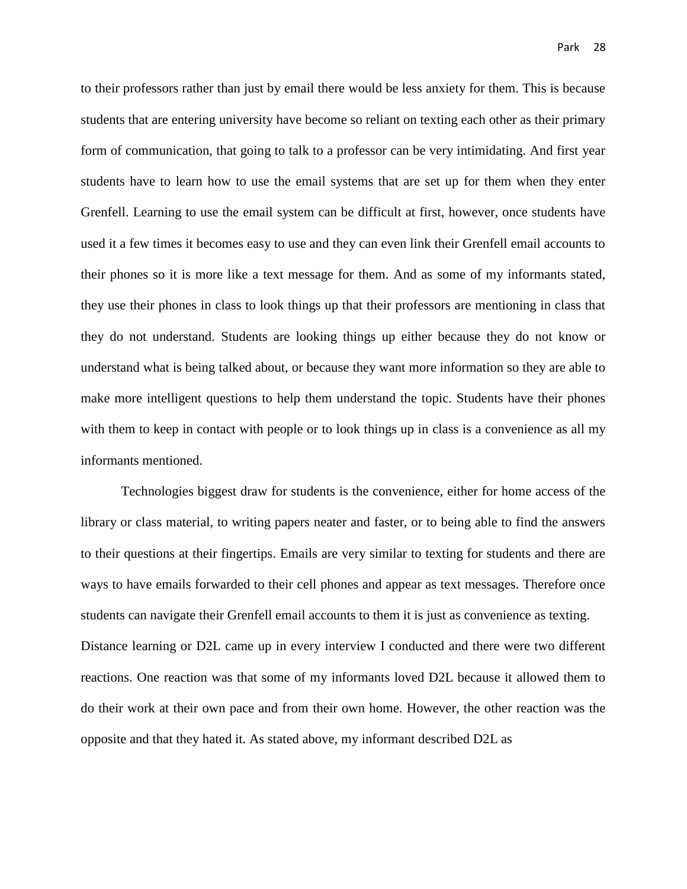to their professors rather than just by email there would be less anxiety for them. This is because students that are entering university have become so reliant on texting each other as their primary form of communication, that going to talk to a professor can be very intimidating. And first year students have to learn how to use the email systems that are set up for them when they enter Grenfell. Learning to use the email system can be difficult at first, however, once students have used it a few times it becomes easy to use and they can even link their Grenfell email accounts to their phones so it is more like a text message for them. And as some of my informants stated, they use their phones in class to look things up that their professors are mentioning in class that they do not understand. Students are looking things up either because they do not know or understand what is being talked about, or because they want more information so they are able to make more intelligent questions to help them understand the topic. Students have their phones with them to keep in contact with people or to look things up in class is a convenience as all my informants mentioned.

Technologies biggest draw for students is the convenience, either for home access of the library or class material, to writing papers neater and faster, or to being able to find the answers to their questions at their fingertips. Emails are very similar to texting for students and there are ways to have emails forwarded to their cell phones and appear as text messages. Therefore once students can navigate their Grenfell email accounts to them it is just as convenience as texting. Distance learning or D2L came up in every interview I conducted and there were two different reactions. One reaction was that some of my informants loved D2L because it allowed them to do their work at their own pace and from their own home. However, the other reaction was the opposite and that they hated it. As stated above, my informant described D2L as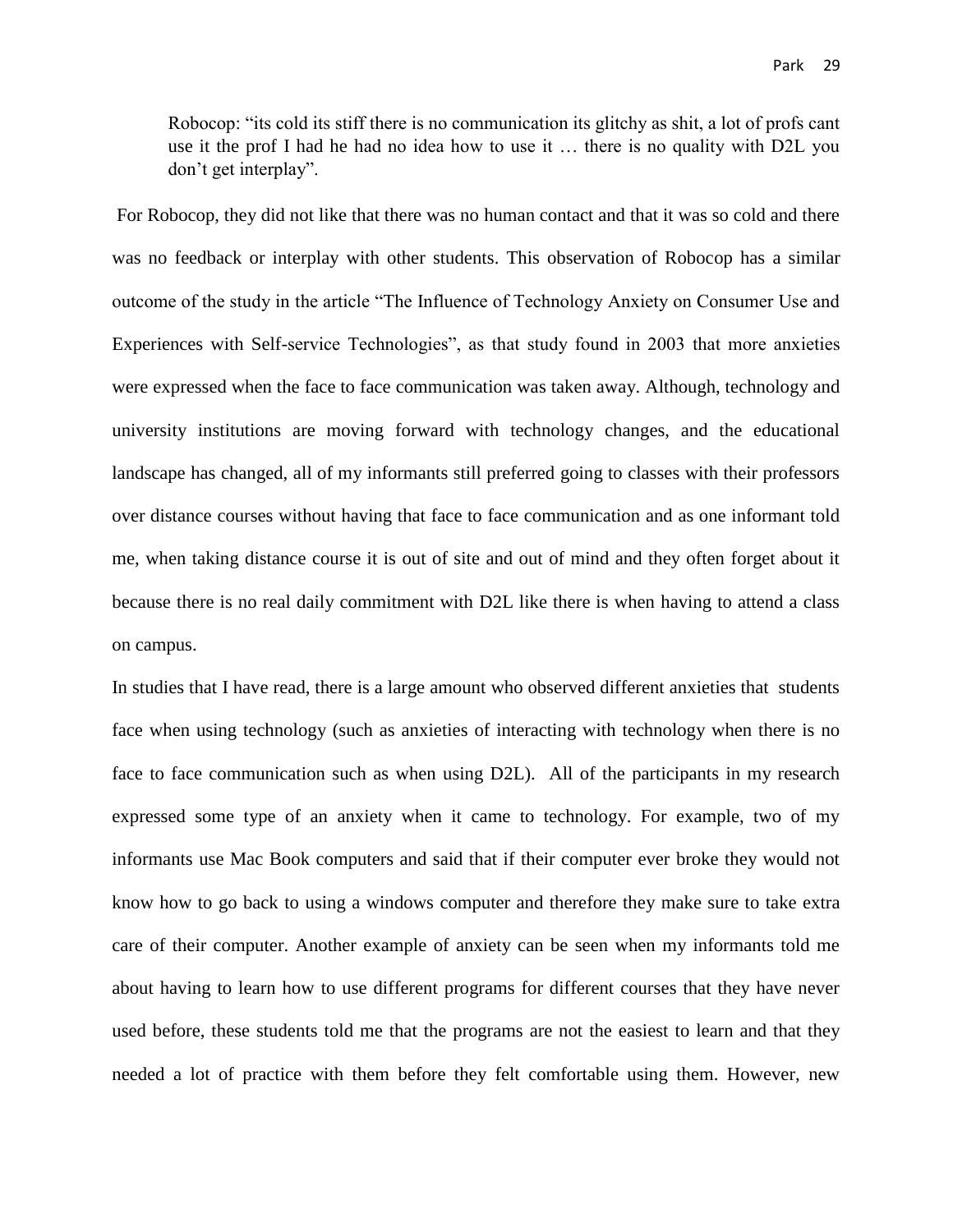> Robocop: "its cold its stiff there is no communication its glitchy as shit, a lot of profs cant use it the prof I had he had no idea how to use it … there is no quality with D2L you don't get interplay".

For Robocop, they did not like that there was no human contact and that it was so cold and there was no feedback or interplay with other students. This observation of Robocop has a similar outcome of the study in the article "The Influence of Technology Anxiety on Consumer Use and Experiences with Self-service Technologies", as that study found in 2003 that more anxieties were expressed when the face to face communication was taken away. Although, technology and university institutions are moving forward with technology changes, and the educational landscape has changed, all of my informants still preferred going to classes with their professors over distance courses without having that face to face communication and as one informant told me, when taking distance course it is out of site and out of mind and they often forget about it because there is no real daily commitment with D2L like there is when having to attend a class on campus.

In studies that I have read, there is a large amount who observed different anxieties that students face when using technology (such as anxieties of interacting with technology when there is no face to face communication such as when using D2L). All of the participants in my research expressed some type of an anxiety when it came to technology. For example, two of my informants use Mac Book computers and said that if their computer ever broke they would not know how to go back to using a windows computer and therefore they make sure to take extra care of their computer. Another example of anxiety can be seen when my informants told me about having to learn how to use different programs for different courses that they have never used before, these students told me that the programs are not the easiest to learn and that they needed a lot of practice with them before they felt comfortable using them. However, new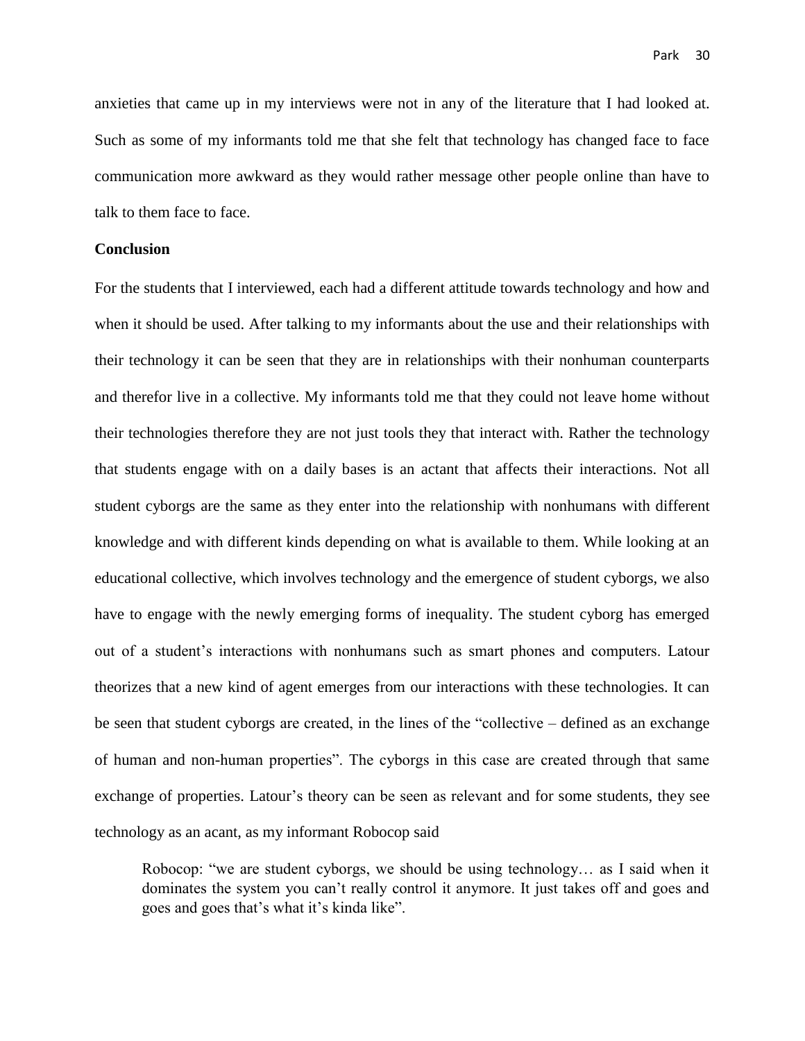anxieties that came up in my interviews were not in any of the literature that I had looked at. Such as some of my informants told me that she felt that technology has changed face to face communication more awkward as they would rather message other people online than have to talk to them face to face.

**Conclusion**

For the students that I interviewed, each had a different attitude towards technology and how and when it should be used. After talking to my informants about the use and their relationships with their technology it can be seen that they are in relationships with their nonhuman counterparts and therefor live in a collective. My informants told me that they could not leave home without their technologies therefore they are not just tools they that interact with. Rather the technology that students engage with on a daily bases is an actant that affects their interactions. Not all student cyborgs are the same as they enter into the relationship with nonhumans with different knowledge and with different kinds depending on what is available to them. While looking at an educational collective, which involves technology and the emergence of student cyborgs, we also have to engage with the newly emerging forms of inequality. The student cyborg has emerged out of a student's interactions with nonhumans such as smart phones and computers. Latour theorizes that a new kind of agent emerges from our interactions with these technologies. It can be seen that student cyborgs are created, in the lines of the "collective – defined as an exchange of human and non-human properties". The cyborgs in this case are created through that same exchange of properties. Latour's theory can be seen as relevant and for some students, they see technology as an acant, as my informant Robocop said

> Robocop: "we are student cyborgs, we should be using technology… as I said when it dominates the system you can't really control it anymore. It just takes off and goes and goes and goes that's what it's kinda like".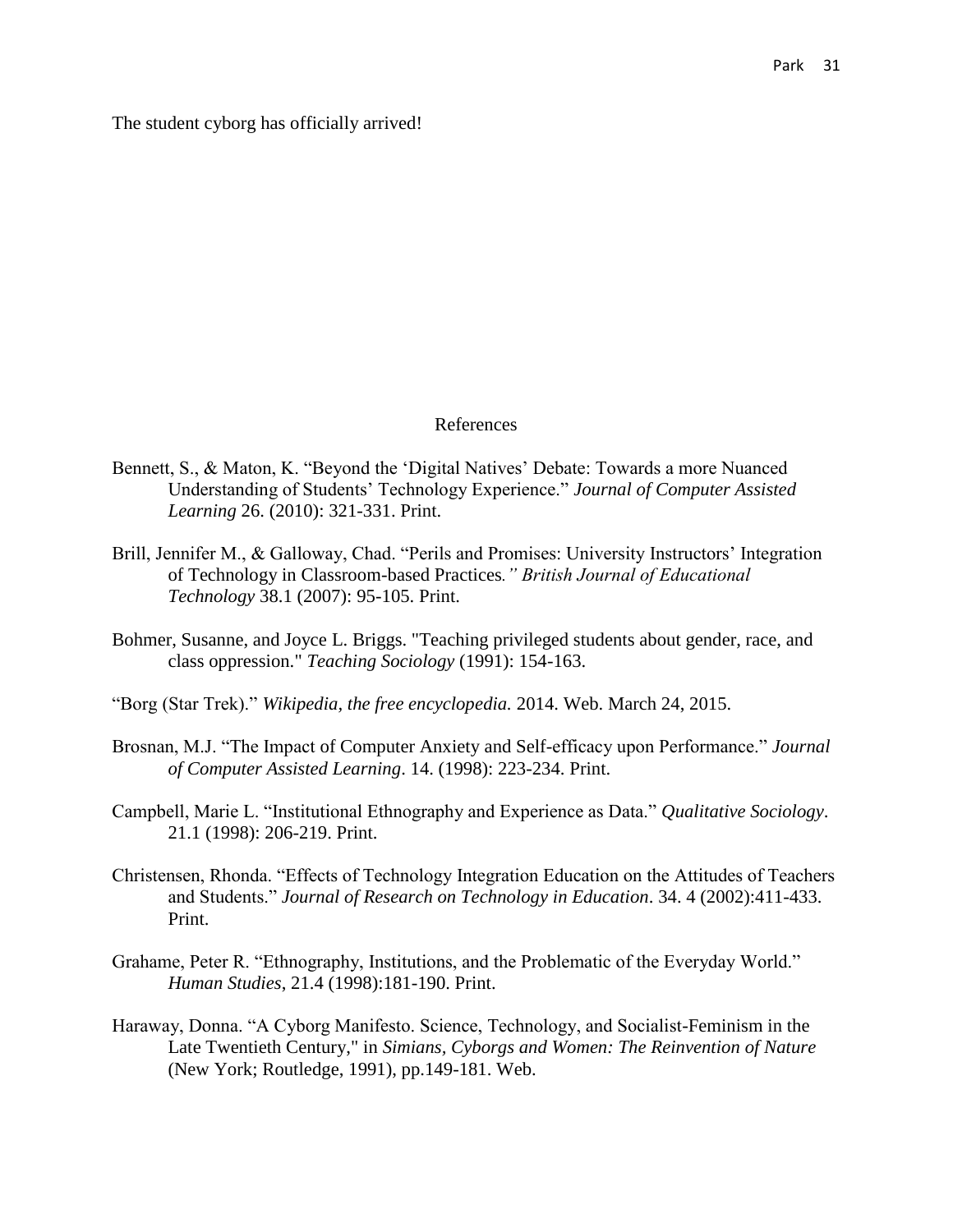The student cyborg has officially arrived!

## References

Bennett, S., & Maton, K. "Beyond the 'Digital Natives' Debate: Towards a more Nuanced Understanding of Students' Technology Experience." *Journal of Computer Assisted Learning* 26. (2010): 321-331. Print.

Brill, Jennifer M., & Galloway, Chad. "Perils and Promises: University Instructors' Integration of Technology in Classroom-based Practices*." British Journal of Educational Technology* 38.1 (2007): 95-105. Print.

Bohmer, Susanne, and Joyce L. Briggs. "Teaching privileged students about gender, race, and class oppression." *Teaching Sociology* (1991): 154-163.

"Borg (Star Trek)." *Wikipedia, the free encyclopedia.* 2014. Web. March 24, 2015.

Brosnan, M.J. "The Impact of Computer Anxiety and Self-efficacy upon Performance." *Journal of Computer Assisted Learning*. 14. (1998): 223-234. Print.

Campbell, Marie L. "Institutional Ethnography and Experience as Data." *Qualitative Sociology*. 21.1 (1998): 206-219. Print.

Christensen, Rhonda. "Effects of Technology Integration Education on the Attitudes of Teachers and Students." *Journal of Research on Technology in Education*. 34. 4 (2002):411-433. Print.

Grahame, Peter R. "Ethnography, Institutions, and the Problematic of the Everyday World." *Human Studies,* 21.4 (1998):181-190. Print.

Haraway, Donna. "A Cyborg Manifesto. Science, Technology, and Socialist-Feminism in the Late Twentieth Century," in *Simians, Cyborgs and Women: The Reinvention of Nature* (New York; Routledge, 1991), pp.149-181. Web.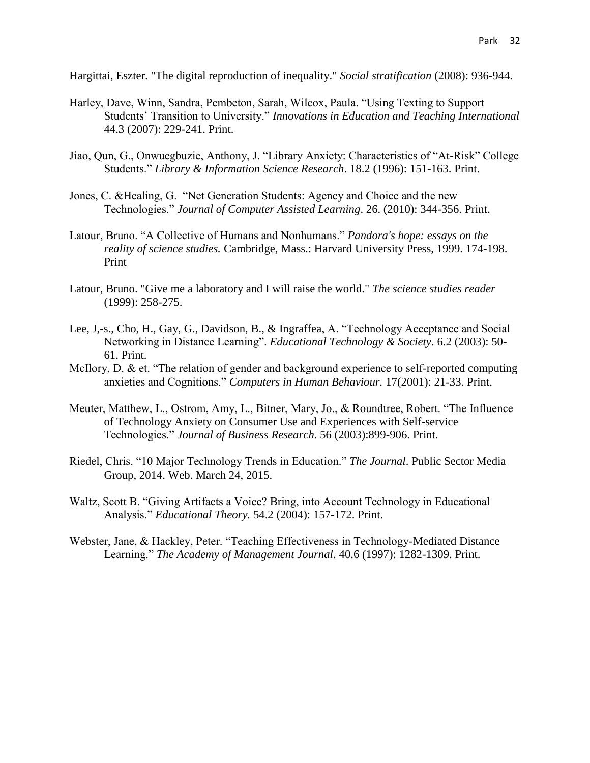Hargittai, Eszter. "The digital reproduction of inequality." *Social stratification* (2008): 936-944.

Harley, Dave, Winn, Sandra, Pembeton, Sarah, Wilcox, Paula. "Using Texting to Support Students' Transition to University." *Innovations in Education and Teaching International* 44.3 (2007): 229-241. Print.

Jiao, Qun, G., Onwuegbuzie, Anthony, J. "Library Anxiety: Characteristics of "At-Risk" College Students." *Library & Information Science Research*. 18.2 (1996): 151-163. Print.

Jones, C. &Healing, G. "Net Generation Students: Agency and Choice and the new Technologies." *Journal of Computer Assisted Learning*. 26. (2010): 344-356. Print.

Latour, Bruno. "A Collective of Humans and Nonhumans." *Pandora's hope: essays on the reality of science studies.* Cambridge, Mass.: Harvard University Press, 1999. 174-198. Print

Latour, Bruno. "Give me a laboratory and I will raise the world." *The science studies reader* (1999): 258-275.

Lee, J,-s., Cho, H., Gay, G., Davidson, B., & Ingraffea, A. "Technology Acceptance and Social Networking in Distance Learning". *Educational Technology & Society*. 6.2 (2003): 50-61. Print.

McIlory, D. & et. "The relation of gender and background experience to self-reported computing anxieties and Cognitions." *Computers in Human Behaviour.* 17(2001): 21-33. Print.

Meuter, Matthew, L., Ostrom, Amy, L., Bitner, Mary, Jo., & Roundtree, Robert. "The Influence of Technology Anxiety on Consumer Use and Experiences with Self-service Technologies." *Journal of Business Research*. 56 (2003):899-906. Print.

Riedel, Chris. "10 Major Technology Trends in Education." *The Journal*. Public Sector Media Group, 2014. Web. March 24, 2015.

Waltz, Scott B. "Giving Artifacts a Voice? Bring, into Account Technology in Educational Analysis." *Educational Theory.* 54.2 (2004): 157-172. Print.

Webster, Jane, & Hackley, Peter. "Teaching Effectiveness in Technology-Mediated Distance Learning." *The Academy of Management Journal*. 40.6 (1997): 1282-1309. Print.